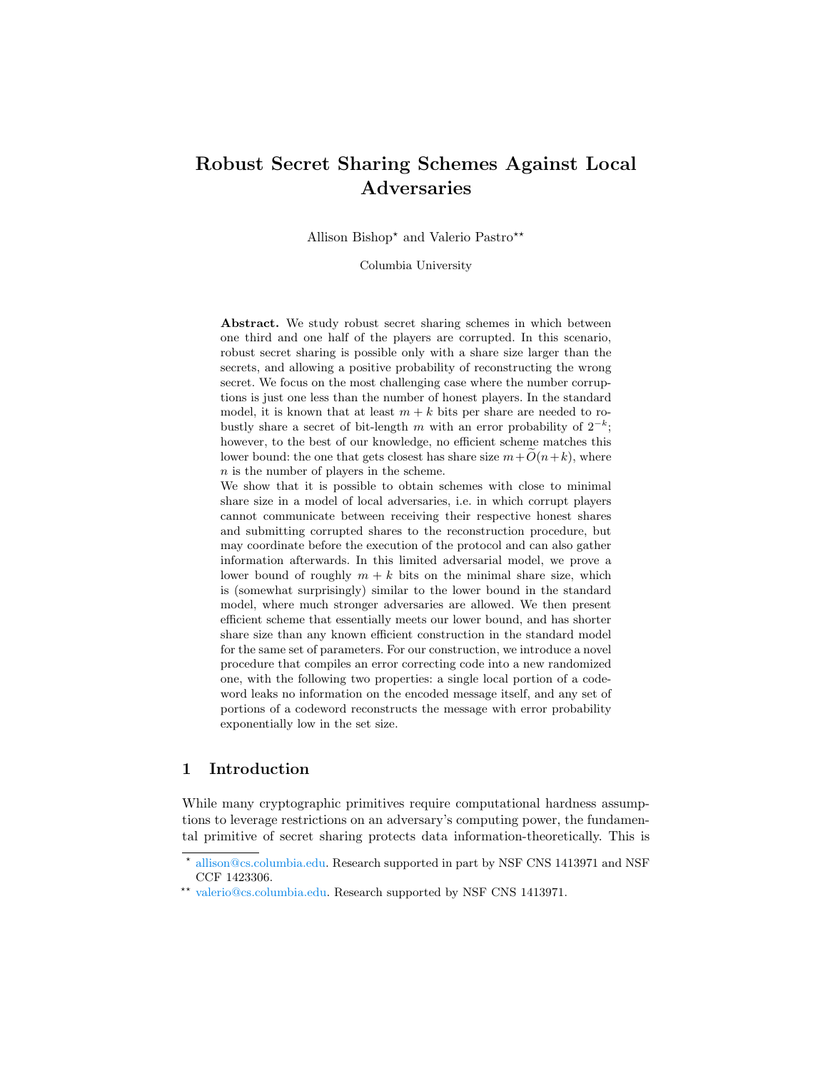# Robust Secret Sharing Schemes Against Local Adversaries

Allison Bishop* and Valerio Pastro**

Columbia University

**Abstract.** We study robust secret sharing schemes in which between one third and one half of the players are corrupted. In this scenario, robust secret sharing is possible only with a share size larger than the secrets, and allowing a positive probability of reconstructing the wrong secret. We focus on the most challenging case where the number corruptions is just one less than the number of honest players. In the standard model, it is known that at least $m + k$ bits per share are needed to robustly share a secret of bit-length $m$ with an error probability of $2^{-k}$; however, to the best of our knowledge, no efficient scheme matches this lower bound: the one that gets closest has share size $m + \widetilde{O}(n + k)$, where $n$ is the number of players in the scheme.

We show that it is possible to obtain schemes with close to minimal share size in a model of local adversaries, i.e. in which corrupt players cannot communicate between receiving their respective honest shares and submitting corrupted shares to the reconstruction procedure, but may coordinate before the execution of the protocol and can also gather information afterwards. In this limited adversarial model, we prove a lower bound of roughly $m + k$ bits on the minimal share size, which is (somewhat surprisingly) similar to the lower bound in the standard model, where much stronger adversaries are allowed. We then present efficient scheme that essentially meets our lower bound, and has shorter share size than any known efficient construction in the standard model for the same set of parameters. For our construction, we introduce a novel procedure that compiles an error correcting code into a new randomized one, with the following two properties: a single local portion of a codeword leaks no information on the encoded message itself, and any set of portions of a codeword reconstructs the message with error probability exponentially low in the set size.

## 1 Introduction

While many cryptographic primitives require computational hardness assumptions to leverage restrictions on an adversary's computing power, the fundamental primitive of secret sharing protects data information-theoretically. This is

---

* allison@cs.columbia.edu. Research supported in part by NSF CNS 1413971 and NSF CCF 1423306.

** valerio@cs.columbia.edu. Research supported by NSF CNS 1413971.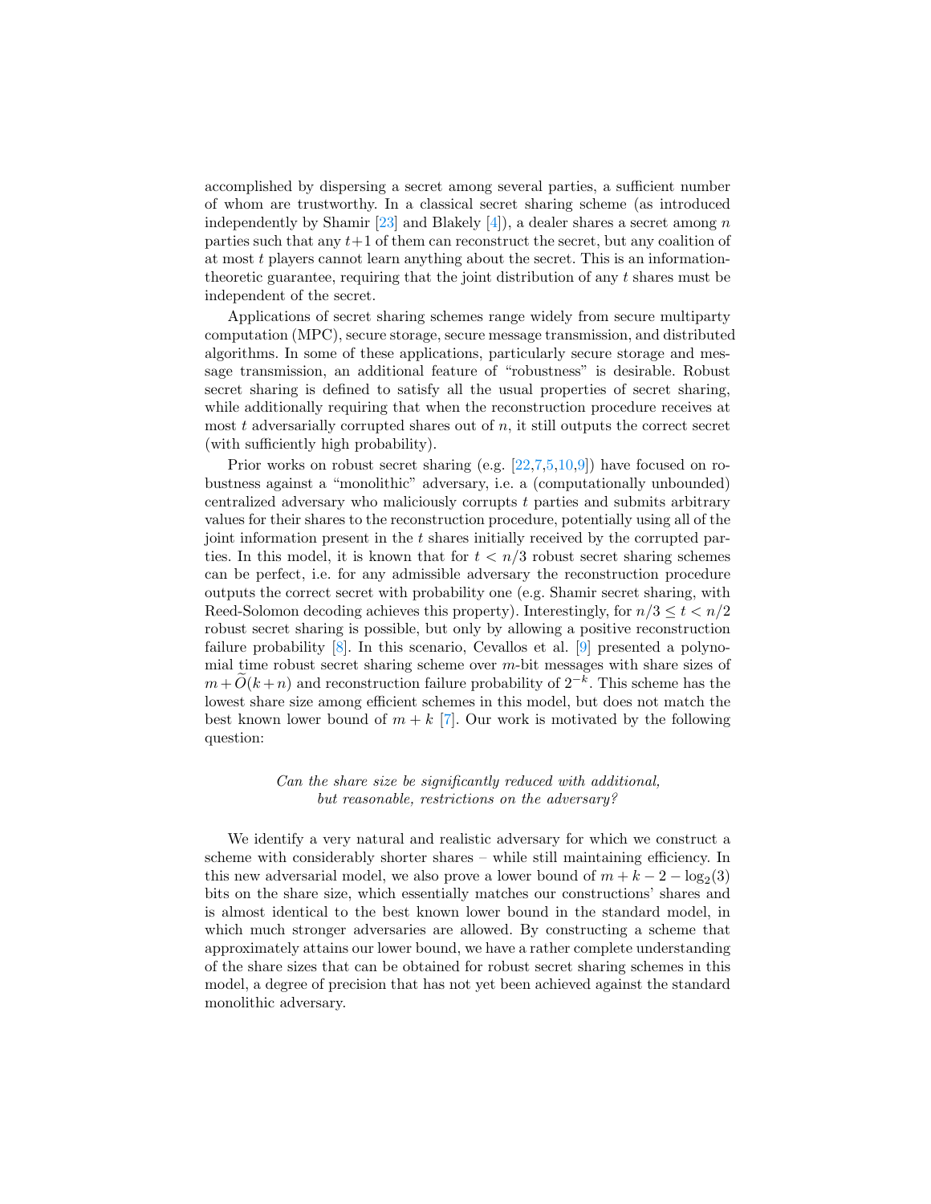accomplished by dispersing a secret among several parties, a sufficient number of whom are trustworthy. In a classical secret sharing scheme (as introduced independently by Shamir [23] and Blakely [4]), a dealer shares a secret among $n$ parties such that any $t+1$ of them can reconstruct the secret, but any coalition of at most $t$ players cannot learn anything about the secret. This is an information-theoretic guarantee, requiring that the joint distribution of any $t$ shares must be independent of the secret.

Applications of secret sharing schemes range widely from secure multiparty computation (MPC), secure storage, secure message transmission, and distributed algorithms. In some of these applications, particularly secure storage and message transmission, an additional feature of "robustness" is desirable. Robust secret sharing is defined to satisfy all the usual properties of secret sharing, while additionally requiring that when the reconstruction procedure receives at most $t$ adversarially corrupted shares out of $n$, it still outputs the correct secret (with sufficiently high probability).

Prior works on robust secret sharing (e.g. [22,7,5,10,9]) have focused on robustness against a "monolithic" adversary, i.e. a (computationally unbounded) centralized adversary who maliciously corrupts $t$ parties and submits arbitrary values for their shares to the reconstruction procedure, potentially using all of the joint information present in the $t$ shares initially received by the corrupted parties. In this model, it is known that for $t < n/3$ robust secret sharing schemes can be perfect, i.e. for any admissible adversary the reconstruction procedure outputs the correct secret with probability one (e.g. Shamir secret sharing, with Reed-Solomon decoding achieves this property). Interestingly, for $n/3 \leq t < n/2$ robust secret sharing is possible, but only by allowing a positive reconstruction failure probability [8]. In this scenario, Cevallos et al. [9] presented a polynomial time robust secret sharing scheme over $m$-bit messages with share sizes of $m + \widetilde{O}(k+n)$ and reconstruction failure probability of $2^{-k}$. This scheme has the lowest share size among efficient schemes in this model, but does not match the best known lower bound of $m + k$ [7]. Our work is motivated by the following question:

*Can the share size be significantly reduced with additional, but reasonable, restrictions on the adversary?*

We identify a very natural and realistic adversary for which we construct a scheme with considerably shorter shares – while still maintaining efficiency. In this new adversarial model, we also prove a lower bound of $m + k - 2 - \log_2(3)$ bits on the share size, which essentially matches our constructions' shares and is almost identical to the best known lower bound in the standard model, in which much stronger adversaries are allowed. By constructing a scheme that approximately attains our lower bound, we have a rather complete understanding of the share sizes that can be obtained for robust secret sharing schemes in this model, a degree of precision that has not yet been achieved against the standard monolithic adversary.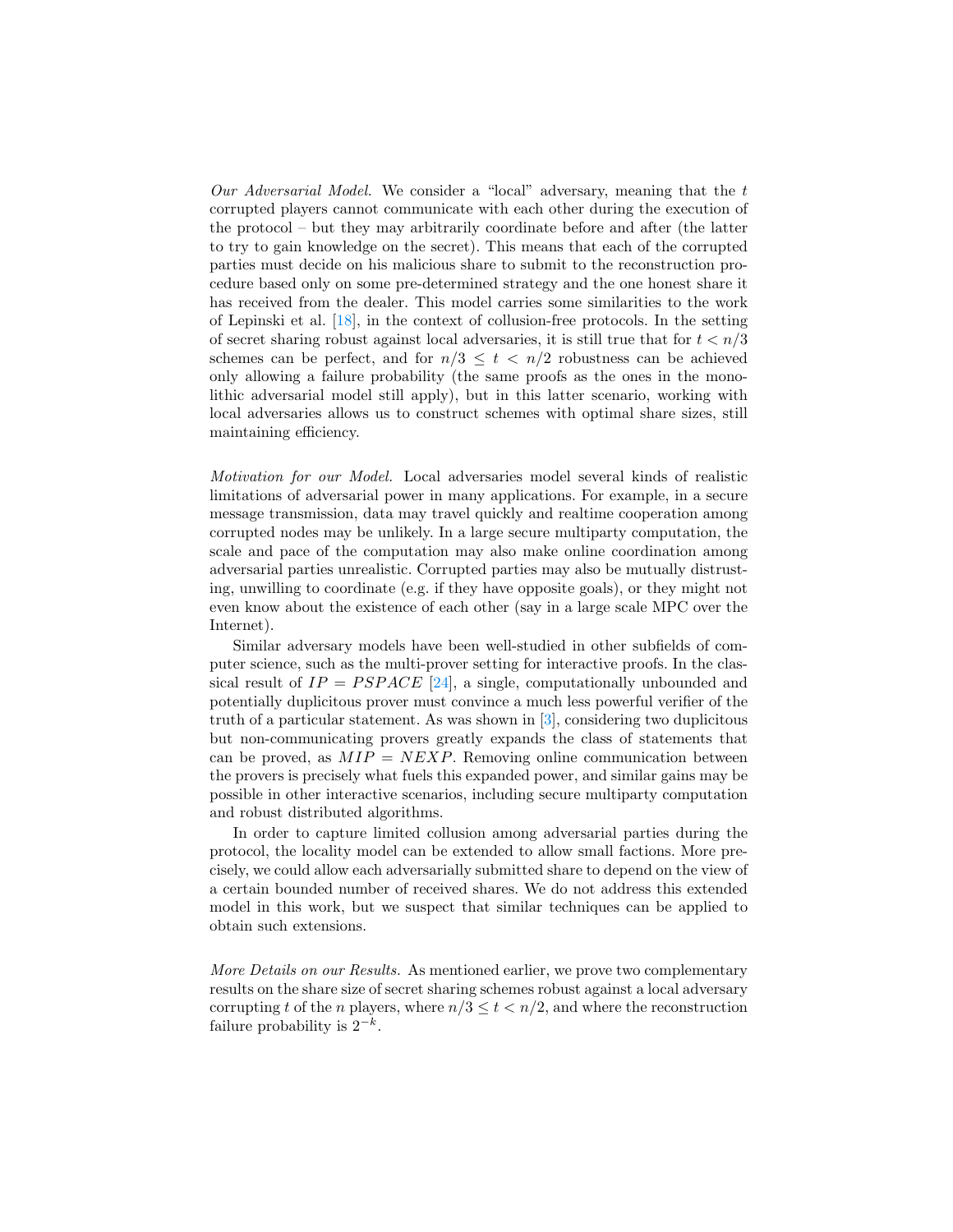*Our Adversarial Model.* We consider a "local" adversary, meaning that the $t$ corrupted players cannot communicate with each other during the execution of the protocol – but they may arbitrarily coordinate before and after (the latter to try to gain knowledge on the secret). This means that each of the corrupted parties must decide on his malicious share to submit to the reconstruction procedure based only on some pre-determined strategy and the one honest share it has received from the dealer. This model carries some similarities to the work of Lepinski et al. [18], in the context of collusion-free protocols. In the setting of secret sharing robust against local adversaries, it is still true that for $t < n/3$ schemes can be perfect, and for $n/3 \leq t < n/2$ robustness can be achieved only allowing a failure probability (the same proofs as the ones in the monolithic adversarial model still apply), but in this latter scenario, working with local adversaries allows us to construct schemes with optimal share sizes, still maintaining efficiency.

*Motivation for our Model.* Local adversaries model several kinds of realistic limitations of adversarial power in many applications. For example, in a secure message transmission, data may travel quickly and realtime cooperation among corrupted nodes may be unlikely. In a large secure multiparty computation, the scale and pace of the computation may also make online coordination among adversarial parties unrealistic. Corrupted parties may also be mutually distrusting, unwilling to coordinate (e.g. if they have opposite goals), or they might not even know about the existence of each other (say in a large scale MPC over the Internet).

Similar adversary models have been well-studied in other subfields of computer science, such as the multi-prover setting for interactive proofs. In the classical result of $IP = PSPACE$ [24], a single, computationally unbounded and potentially duplicitous prover must convince a much less powerful verifier of the truth of a particular statement. As was shown in [3], considering two duplicitous but non-communicating provers greatly expands the class of statements that can be proved, as $MIP = NEXP$. Removing online communication between the provers is precisely what fuels this expanded power, and similar gains may be possible in other interactive scenarios, including secure multiparty computation and robust distributed algorithms.

In order to capture limited collusion among adversarial parties during the protocol, the locality model can be extended to allow small factions. More precisely, we could allow each adversarially submitted share to depend on the view of a certain bounded number of received shares. We do not address this extended model in this work, but we suspect that similar techniques can be applied to obtain such extensions.

*More Details on our Results.* As mentioned earlier, we prove two complementary results on the share size of secret sharing schemes robust against a local adversary corrupting $t$ of the $n$ players, where $n/3 \leq t < n/2$, and where the reconstruction failure probability is $2^{-k}$.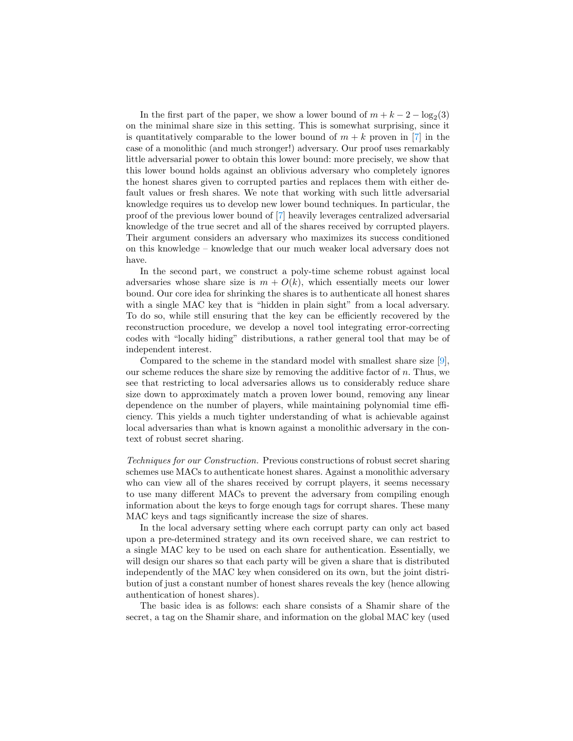In the first part of the paper, we show a lower bound of $m + k - 2 - \log_2(3)$ on the minimal share size in this setting. This is somewhat surprising, since it is quantitatively comparable to the lower bound of $m + k$ proven in [7] in the case of a monolithic (and much stronger!) adversary. Our proof uses remarkably little adversarial power to obtain this lower bound: more precisely, we show that this lower bound holds against an oblivious adversary who completely ignores the honest shares given to corrupted parties and replaces them with either default values or fresh shares. We note that working with such little adversarial knowledge requires us to develop new lower bound techniques. In particular, the proof of the previous lower bound of [7] heavily leverages centralized adversarial knowledge of the true secret and all of the shares received by corrupted players. Their argument considers an adversary who maximizes its success conditioned on this knowledge – knowledge that our much weaker local adversary does not have.

In the second part, we construct a poly-time scheme robust against local adversaries whose share size is $m + O(k)$, which essentially meets our lower bound. Our core idea for shrinking the shares is to authenticate all honest shares with a single MAC key that is "hidden in plain sight" from a local adversary. To do so, while still ensuring that the key can be efficiently recovered by the reconstruction procedure, we develop a novel tool integrating error-correcting codes with "locally hiding" distributions, a rather general tool that may be of independent interest.

Compared to the scheme in the standard model with smallest share size [9], our scheme reduces the share size by removing the additive factor of $n$. Thus, we see that restricting to local adversaries allows us to considerably reduce share size down to approximately match a proven lower bound, removing any linear dependence on the number of players, while maintaining polynomial time efficiency. This yields a much tighter understanding of what is achievable against local adversaries than what is known against a monolithic adversary in the context of robust secret sharing.

*Techniques for our Construction.* Previous constructions of robust secret sharing schemes use MACs to authenticate honest shares. Against a monolithic adversary who can view all of the shares received by corrupt players, it seems necessary to use many different MACs to prevent the adversary from compiling enough information about the keys to forge enough tags for corrupt shares. These many MAC keys and tags significantly increase the size of shares.

In the local adversary setting where each corrupt party can only act based upon a pre-determined strategy and its own received share, we can restrict to a single MAC key to be used on each share for authentication. Essentially, we will design our shares so that each party will be given a share that is distributed independently of the MAC key when considered on its own, but the joint distribution of just a constant number of honest shares reveals the key (hence allowing authentication of honest shares).

The basic idea is as follows: each share consists of a Shamir share of the secret, a tag on the Shamir share, and information on the global MAC key (used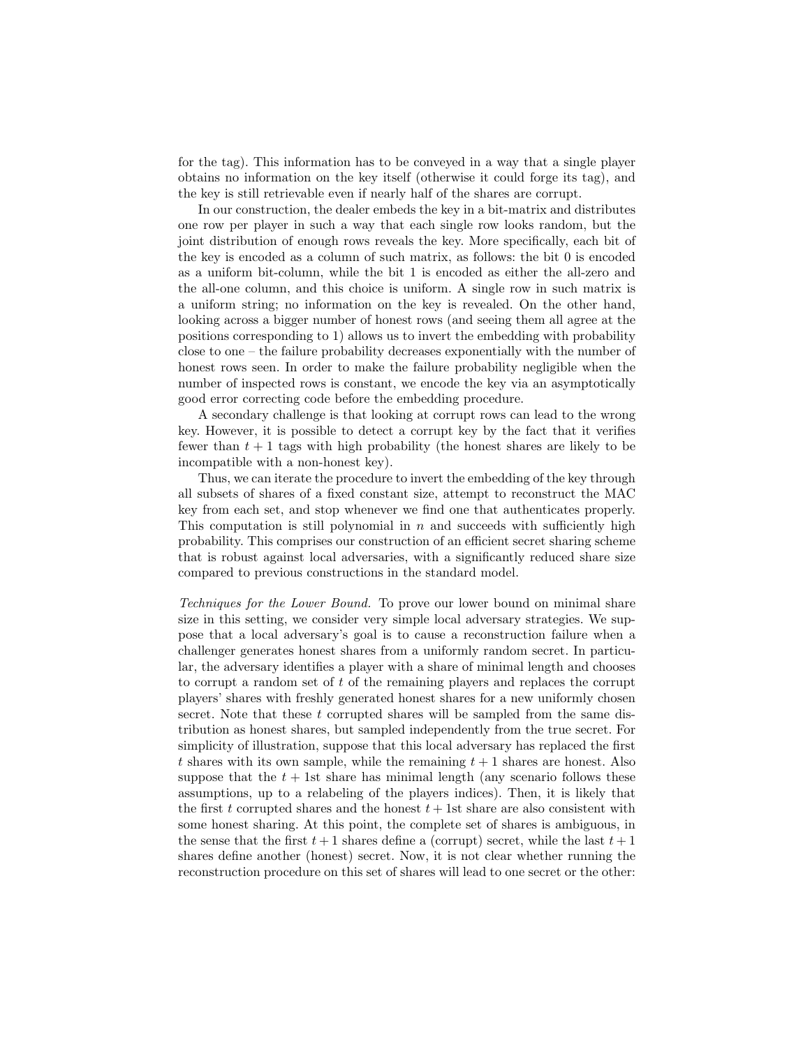for the tag). This information has to be conveyed in a way that a single player obtains no information on the key itself (otherwise it could forge its tag), and the key is still retrievable even if nearly half of the shares are corrupt.

In our construction, the dealer embeds the key in a bit-matrix and distributes one row per player in such a way that each single row looks random, but the joint distribution of enough rows reveals the key. More specifically, each bit of the key is encoded as a column of such matrix, as follows: the bit 0 is encoded as a uniform bit-column, while the bit 1 is encoded as either the all-zero and the all-one column, and this choice is uniform. A single row in such matrix is a uniform string; no information on the key is revealed. On the other hand, looking across a bigger number of honest rows (and seeing them all agree at the positions corresponding to 1) allows us to invert the embedding with probability close to one – the failure probability decreases exponentially with the number of honest rows seen. In order to make the failure probability negligible when the number of inspected rows is constant, we encode the key via an asymptotically good error correcting code before the embedding procedure.

A secondary challenge is that looking at corrupt rows can lead to the wrong key. However, it is possible to detect a corrupt key by the fact that it verifies fewer than $t+1$ tags with high probability (the honest shares are likely to be incompatible with a non-honest key).

Thus, we can iterate the procedure to invert the embedding of the key through all subsets of shares of a fixed constant size, attempt to reconstruct the MAC key from each set, and stop whenever we find one that authenticates properly. This computation is still polynomial in $n$ and succeeds with sufficiently high probability. This comprises our construction of an efficient secret sharing scheme that is robust against local adversaries, with a significantly reduced share size compared to previous constructions in the standard model.

*Techniques for the Lower Bound.* To prove our lower bound on minimal share size in this setting, we consider very simple local adversary strategies. We suppose that a local adversary's goal is to cause a reconstruction failure when a challenger generates honest shares from a uniformly random secret. In particular, the adversary identifies a player with a share of minimal length and chooses to corrupt a random set of $t$ of the remaining players and replaces the corrupt players' shares with freshly generated honest shares for a new uniformly chosen secret. Note that these $t$ corrupted shares will be sampled from the same distribution as honest shares, but sampled independently from the true secret. For simplicity of illustration, suppose that this local adversary has replaced the first $t$ shares with its own sample, while the remaining $t+1$ shares are honest. Also suppose that the $t+1$st share has minimal length (any scenario follows these assumptions, up to a relabeling of the players indices). Then, it is likely that the first $t$ corrupted shares and the honest $t+1$st share are also consistent with some honest sharing. At this point, the complete set of shares is ambiguous, in the sense that the first $t+1$ shares define a (corrupt) secret, while the last $t+1$ shares define another (honest) secret. Now, it is not clear whether running the reconstruction procedure on this set of shares will lead to one secret or the other: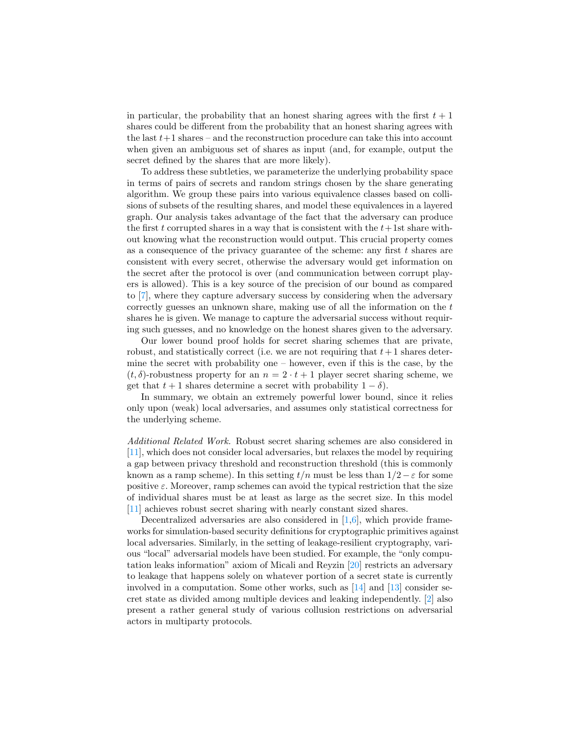in particular, the probability that an honest sharing agrees with the first $t+1$ shares could be different from the probability that an honest sharing agrees with the last $t+1$ shares – and the reconstruction procedure can take this into account when given an ambiguous set of shares as input (and, for example, output the secret defined by the shares that are more likely).

To address these subtleties, we parameterize the underlying probability space in terms of pairs of secrets and random strings chosen by the share generating algorithm. We group these pairs into various equivalence classes based on collisions of subsets of the resulting shares, and model these equivalences in a layered graph. Our analysis takes advantage of the fact that the adversary can produce the first $t$ corrupted shares in a way that is consistent with the $t+1$st share without knowing what the reconstruction would output. This crucial property comes as a consequence of the privacy guarantee of the scheme: any first $t$ shares are consistent with every secret, otherwise the adversary would get information on the secret after the protocol is over (and communication between corrupt players is allowed). This is a key source of the precision of our bound as compared to [7], where they capture adversary success by considering when the adversary correctly guesses an unknown share, making use of all the information on the $t$ shares he is given. We manage to capture the adversarial success without requiring such guesses, and no knowledge on the honest shares given to the adversary.

Our lower bound proof holds for secret sharing schemes that are private, robust, and statistically correct (i.e. we are not requiring that $t+1$ shares determine the secret with probability one – however, even if this is the case, by the $(t, \delta)$-robustness property for an $n = 2 \cdot t + 1$ player secret sharing scheme, we get that $t+1$ shares determine a secret with probability $1 - \delta$).

In summary, we obtain an extremely powerful lower bound, since it relies only upon (weak) local adversaries, and assumes only statistical correctness for the underlying scheme.

*Additional Related Work.* Robust secret sharing schemes are also considered in [11], which does not consider local adversaries, but relaxes the model by requiring a gap between privacy threshold and reconstruction threshold (this is commonly known as a ramp scheme). In this setting $t/n$ must be less than $1/2 - \varepsilon$ for some positive $\varepsilon$. Moreover, ramp schemes can avoid the typical restriction that the size of individual shares must be at least as large as the secret size. In this model [11] achieves robust secret sharing with nearly constant sized shares.

Decentralized adversaries are also considered in [1,6], which provide frameworks for simulation-based security definitions for cryptographic primitives against local adversaries. Similarly, in the setting of leakage-resilient cryptography, various "local" adversarial models have been studied. For example, the "only computation leaks information" axiom of Micali and Reyzin [20] restricts an adversary to leakage that happens solely on whatever portion of a secret state is currently involved in a computation. Some other works, such as [14] and [13] consider secret state as divided among multiple devices and leaking independently. [2] also present a rather general study of various collusion restrictions on adversarial actors in multiparty protocols.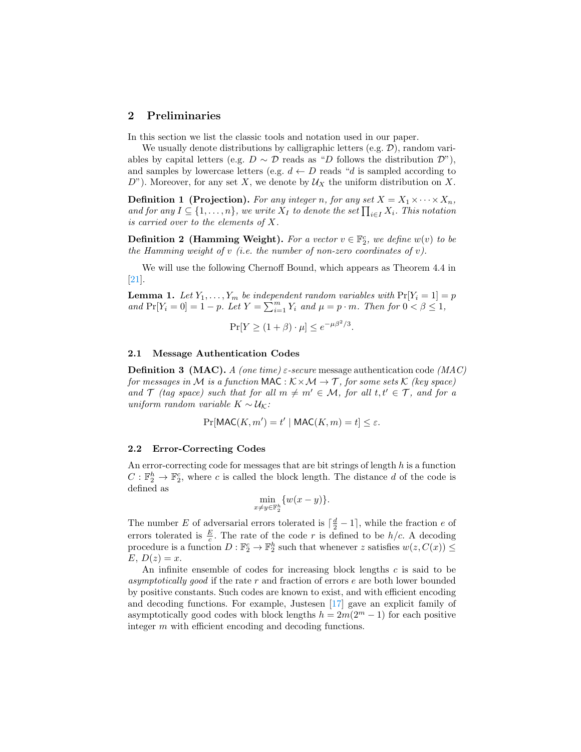## 2 Preliminaries

In this section we list the classic tools and notation used in our paper.

We usually denote distributions by calligraphic letters (e.g. $\mathcal{D}$), random variables by capital letters (e.g. $D \sim \mathcal{D}$ reads as "$D$ follows the distribution $\mathcal{D}$"), and samples by lowercase letters (e.g. $d \leftarrow D$ reads "$d$ is sampled according to $D$"). Moreover, for any set $X$, we denote by $\mathcal{U}_X$ the uniform distribution on $X$.

**Definition 1 (Projection).** *For any integer $n$, for any set $X = X_1 \times \cdots \times X_n$, and for any $I \subseteq \{1, \ldots, n\}$, we write $X_I$ to denote the set $\prod_{i \in I} X_i$. This notation is carried over to the elements of $X$.*

**Definition 2 (Hamming Weight).** *For a vector $v \in \mathbb{F}_2^c$, we define $w(v)$ to be the Hamming weight of $v$ (i.e. the number of non-zero coordinates of $v$).*

We will use the following Chernoff Bound, which appears as Theorem 4.4 in [21].

**Lemma 1.** *Let $Y_1, \ldots, Y_m$ be independent random variables with $\Pr[Y_i = 1] = p$ and $\Pr[Y_i = 0] = 1 - p$. Let $Y = \sum_{i=1}^{m} Y_i$ and $\mu = p \cdot m$. Then for $0 < \beta \leq 1$,*

$$\Pr[Y \geq (1 + \beta) \cdot \mu] \leq e^{-\mu\beta^2/3}.$$

### 2.1 Message Authentication Codes

**Definition 3 (MAC).** *A (one time) $\varepsilon$-secure* message authentication code *(MAC) for messages in $\mathcal{M}$ is a function $\mathsf{MAC} : \mathcal{K} \times \mathcal{M} \to \mathcal{T}$, for some sets $\mathcal{K}$ (key space) and $\mathcal{T}$ (tag space) such that for all $m \neq m' \in \mathcal{M}$, for all $t, t' \in \mathcal{T}$, and for a uniform random variable $K \sim \mathcal{U}_{\mathcal{K}}$:*

$$\Pr[\mathsf{MAC}(K, m') = t' \mid \mathsf{MAC}(K, m) = t] \leq \varepsilon.$$

### 2.2 Error-Correcting Codes

An error-correcting code for messages that are bit strings of length $h$ is a function $C : \mathbb{F}_2^h \to \mathbb{F}_2^c$, where $c$ is called the block length. The distance $d$ of the code is defined as

$$\min_{x \neq y \in \mathbb{F}_2^h} \{w(x - y)\}.$$

The number $E$ of adversarial errors tolerated is $\lceil \frac{d}{2} - 1 \rceil$, while the fraction $e$ of errors tolerated is $\frac{E}{c}$. The rate of the code $r$ is defined to be $h/c$. A decoding procedure is a function $D : \mathbb{F}_2^c \to \mathbb{F}_2^h$ such that whenever $z$ satisfies $w(z, C(x)) \leq E$, $D(z) = x$.

An infinite ensemble of codes for increasing block lengths $c$ is said to be *asymptotically good* if the rate $r$ and fraction of errors $e$ are both lower bounded by positive constants. Such codes are known to exist, and with efficient encoding and decoding functions. For example, Justesen [17] gave an explicit family of asymptotically good codes with block lengths $h = 2m(2^m - 1)$ for each positive integer $m$ with efficient encoding and decoding functions.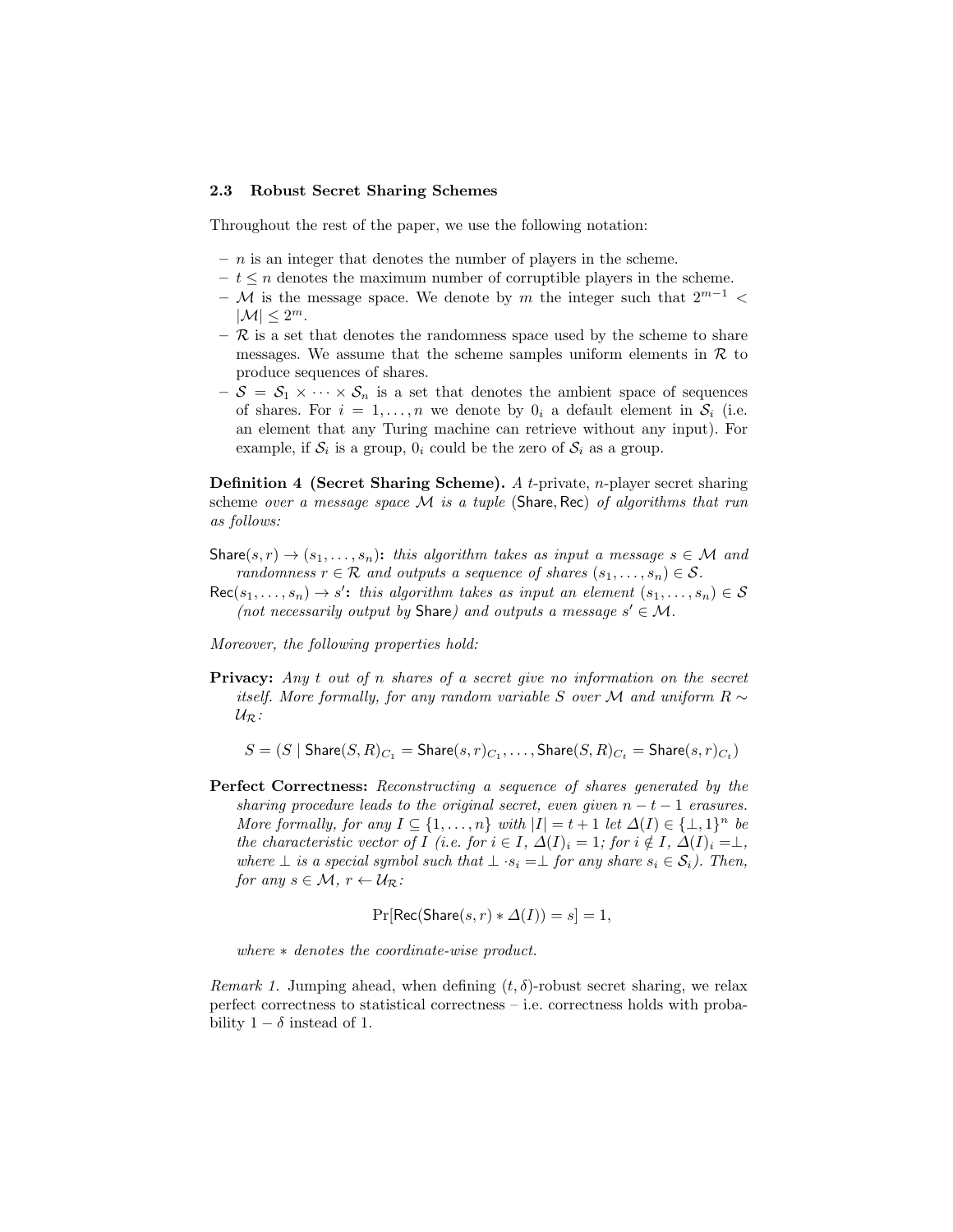### 2.3 Robust Secret Sharing Schemes

Throughout the rest of the paper, we use the following notation:

- $n$ is an integer that denotes the number of players in the scheme.
- $t \leq n$ denotes the maximum number of corruptible players in the scheme.
- $\mathcal{M}$ is the message space. We denote by $m$ the integer such that $2^{m-1} < |\mathcal{M}| \leq 2^m$.
- $\mathcal{R}$ is a set that denotes the randomness space used by the scheme to share messages. We assume that the scheme samples uniform elements in $\mathcal{R}$ to produce sequences of shares.
- $\mathcal{S} = \mathcal{S}_1 \times \cdots \times \mathcal{S}_n$ is a set that denotes the ambient space of sequences of shares. For $i = 1, \ldots, n$ we denote by $0_i$ a default element in $\mathcal{S}_i$ (i.e. an element that any Turing machine can retrieve without any input). For example, if $\mathcal{S}_i$ is a group, $0_i$ could be the zero of $\mathcal{S}_i$ as a group.

**Definition 4 (Secret Sharing Scheme).** *A* $t$-private, $n$-player secret sharing scheme *over a message space* $\mathcal{M}$ *is a tuple* $(\mathsf{Share}, \mathsf{Rec})$ *of algorithms that run as follows:*

$\mathsf{Share}(s, r) \to (s_1, \ldots, s_n)$**:** *this algorithm takes as input a message* $s \in \mathcal{M}$ *and randomness* $r \in \mathcal{R}$ *and outputs a sequence of shares* $(s_1, \ldots, s_n) \in \mathcal{S}$.

$\mathsf{Rec}(s_1, \ldots, s_n) \to s'$**:** *this algorithm takes as input an element* $(s_1, \ldots, s_n) \in \mathcal{S}$ *(not necessarily output by* $\mathsf{Share}$*) and outputs a message* $s' \in \mathcal{M}$.

*Moreover, the following properties hold:*

**Privacy:** *Any* $t$ *out of* $n$ *shares of a secret give no information on the secret itself. More formally, for any random variable* $S$ *over* $\mathcal{M}$ *and uniform* $R \sim \mathcal{U}_{\mathcal{R}}$*:*

$$S = (S \mid \mathsf{Share}(S, R)_{C_1} = \mathsf{Share}(s, r)_{C_1}, \ldots, \mathsf{Share}(S, R)_{C_t} = \mathsf{Share}(s, r)_{C_t})$$

**Perfect Correctness:** *Reconstructing a sequence of shares generated by the sharing procedure leads to the original secret, even given* $n - t - 1$ *erasures. More formally, for any* $I \subseteq \{1, \ldots, n\}$ *with* $|I| = t + 1$ *let* $\Delta(I) \in \{\perp, 1\}^n$ *be the characteristic vector of* $I$ *(i.e. for* $i \in I$*,* $\Delta(I)_i = 1$*; for* $i \notin I$*,* $\Delta(I)_i = \perp$*, where* $\perp$ *is a special symbol such that* $\perp \cdot s_i = \perp$ *for any share* $s_i \in \mathcal{S}_i$*). Then, for any* $s \in \mathcal{M}$*,* $r \leftarrow \mathcal{U}_{\mathcal{R}}$*:*

$$\Pr[\mathsf{Rec}(\mathsf{Share}(s, r) * \Delta(I)) = s] = 1,$$

*where* $*$ *denotes the coordinate-wise product.*

*Remark 1.* Jumping ahead, when defining $(t, \delta)$-robust secret sharing, we relax perfect correctness to statistical correctness – i.e. correctness holds with probability $1 - \delta$ instead of 1.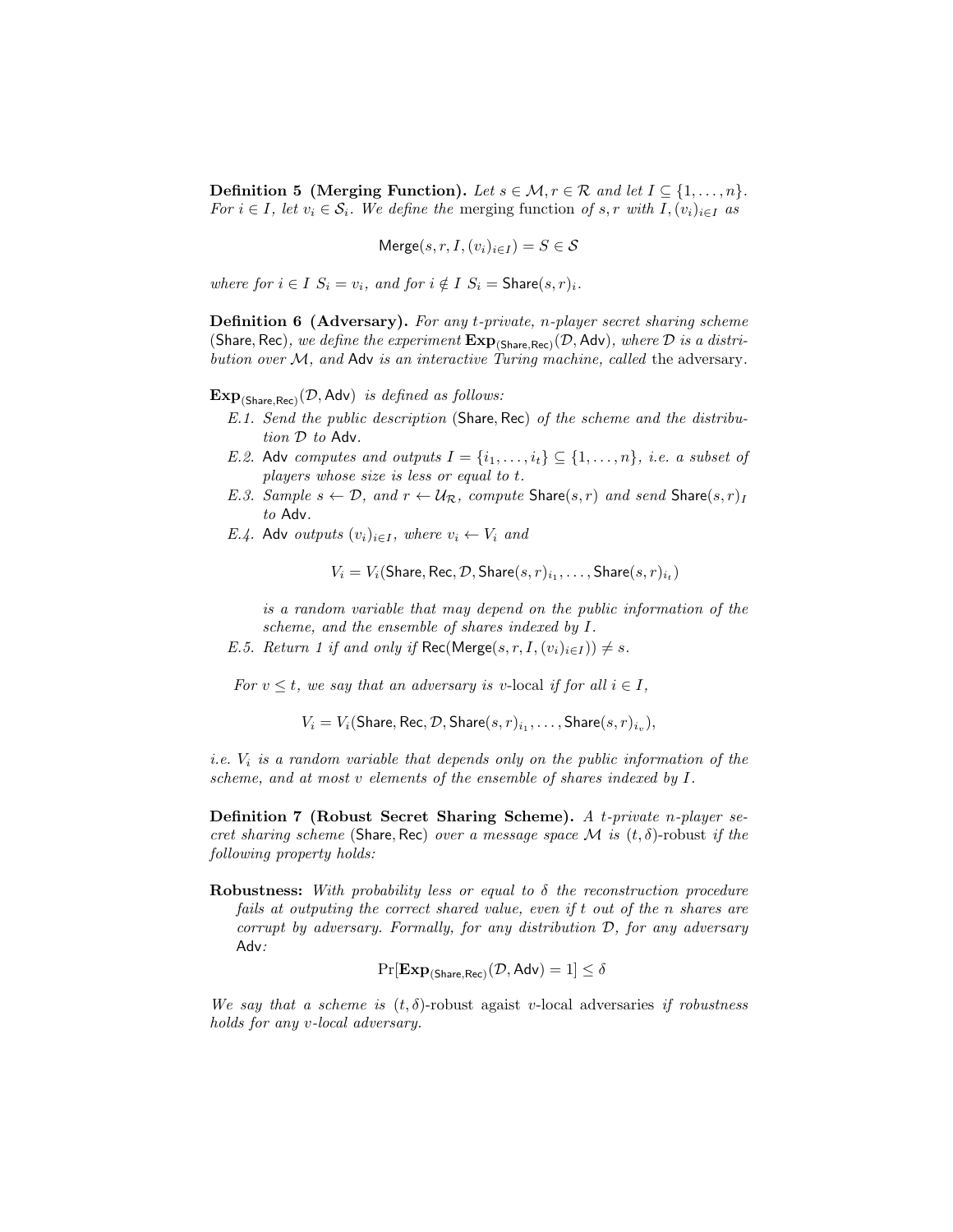**Definition 5 (Merging Function).** *Let $s \in \mathcal{M}, r \in \mathcal{R}$ and let $I \subseteq \{1, \ldots, n\}$. For $i \in I$, let $v_i \in \mathcal{S}_i$. We define the* merging function *of $s, r$ with $I, (v_i)_{i \in I}$ as*

$$\mathsf{Merge}(s, r, I, (v_i)_{i \in I}) = S \in \mathcal{S}$$

*where for $i \in I$ $S_i = v_i$, and for $i \notin I$ $S_i = \mathsf{Share}(s, r)_i$.*

**Definition 6 (Adversary).** *For any $t$-private, $n$-player secret sharing scheme $(\mathsf{Share}, \mathsf{Rec})$, we define the experiment $\mathbf{Exp}_{(\mathsf{Share},\mathsf{Rec})}(\mathcal{D}, \mathsf{Adv})$, where $\mathcal{D}$ is a distribution over $\mathcal{M}$, and $\mathsf{Adv}$ is an interactive Turing machine, called* the adversary.

$\mathbf{Exp}_{(\mathsf{Share},\mathsf{Rec})}(\mathcal{D}, \mathsf{Adv})$ *is defined as follows:*

- *E.1. Send the public description $(\mathsf{Share}, \mathsf{Rec})$ of the scheme and the distribution $\mathcal{D}$ to $\mathsf{Adv}$.*
- *E.2. $\mathsf{Adv}$ computes and outputs $I = \{i_1, \ldots, i_t\} \subseteq \{1, \ldots, n\}$, i.e. a subset of players whose size is less or equal to $t$.*
- *E.3. Sample $s \leftarrow \mathcal{D}$, and $r \leftarrow \mathcal{U}_{\mathcal{R}}$, compute $\mathsf{Share}(s, r)$ and send $\mathsf{Share}(s, r)_I$ to $\mathsf{Adv}$.*
- *E.4. $\mathsf{Adv}$ outputs $(v_i)_{i \in I}$, where $v_i \leftarrow V_i$ and*

  $$V_i = V_i(\mathsf{Share}, \mathsf{Rec}, \mathcal{D}, \mathsf{Share}(s, r)_{i_1}, \ldots, \mathsf{Share}(s, r)_{i_t})$$

  *is a random variable that may depend on the public information of the scheme, and the ensemble of shares indexed by $I$.*
- *E.5. Return 1 if and only if $\mathsf{Rec}(\mathsf{Merge}(s, r, I, (v_i)_{i \in I})) \neq s$.*

*For $v \leq t$, we say that an adversary is* $v$-local *if for all $i \in I$,*

$$V_i = V_i(\mathsf{Share}, \mathsf{Rec}, \mathcal{D}, \mathsf{Share}(s, r)_{i_1}, \ldots, \mathsf{Share}(s, r)_{i_v}),$$

*i.e. $V_i$ is a random variable that depends only on the public information of the scheme, and at most $v$ elements of the ensemble of shares indexed by $I$.*

**Definition 7 (Robust Secret Sharing Scheme).** *A $t$-private $n$-player secret sharing scheme $(\mathsf{Share}, \mathsf{Rec})$ over a message space $\mathcal{M}$ is $(t, \delta)$*-robust *if the following property holds:*

**Robustness:** *With probability less or equal to $\delta$ the reconstruction procedure fails at outputing the correct shared value, even if $t$ out of the $n$ shares are corrupt by adversary. Formally, for any distribution $\mathcal{D}$, for any adversary $\mathsf{Adv}$:*

$$\Pr[\mathbf{Exp}_{(\mathsf{Share},\mathsf{Rec})}(\mathcal{D}, \mathsf{Adv}) = 1] \leq \delta$$

*We say that a scheme is $(t, \delta)$*-robust agaist $v$-local adversaries *if robustness holds for any $v$-local adversary.*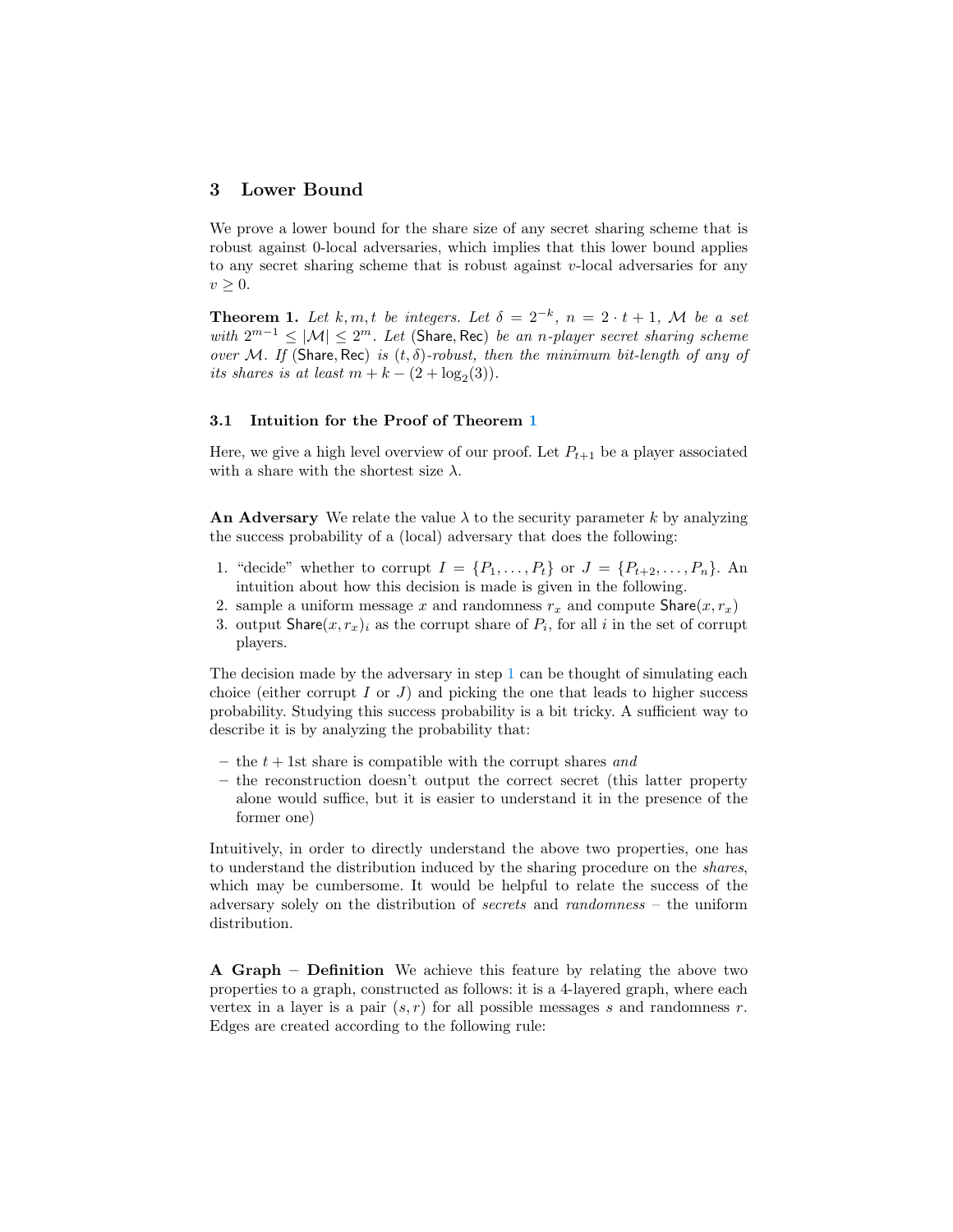## 3 Lower Bound

We prove a lower bound for the share size of any secret sharing scheme that is robust against 0-local adversaries, which implies that this lower bound applies to any secret sharing scheme that is robust against $v$-local adversaries for any $v \geq 0$.

**Theorem 1.** *Let $k, m, t$ be integers. Let $\delta = 2^{-k}$, $n = 2 \cdot t + 1$, $\mathcal{M}$ be a set with $2^{m-1} \leq |\mathcal{M}| \leq 2^m$. Let $(\mathsf{Share}, \mathsf{Rec})$ be an $n$-player secret sharing scheme over $\mathcal{M}$. If $(\mathsf{Share}, \mathsf{Rec})$ is $(t, \delta)$-robust, then the minimum bit-length of any of its shares is at least $m + k - (2 + \log_2(3))$.*

### 3.1 Intuition for the Proof of Theorem 1

Here, we give a high level overview of our proof. Let $P_{t+1}$ be a player associated with a share with the shortest size $\lambda$.

**An Adversary** We relate the value $\lambda$ to the security parameter $k$ by analyzing the success probability of a (local) adversary that does the following:

1. "decide" whether to corrupt $I = \{P_1, \dots, P_t\}$ or $J = \{P_{t+2}, \dots, P_n\}$. An intuition about how this decision is made is given in the following.
2. sample a uniform message $x$ and randomness $r_x$ and compute $\mathsf{Share}(x, r_x)$
3. output $\mathsf{Share}(x, r_x)_i$ as the corrupt share of $P_i$, for all $i$ in the set of corrupt players.

The decision made by the adversary in step 1 can be thought of simulating each choice (either corrupt $I$ or $J$) and picking the one that leads to higher success probability. Studying this success probability is a bit tricky. A sufficient way to describe it is by analyzing the probability that:

- the $t+1$st share is compatible with the corrupt shares *and*
- the reconstruction doesn't output the correct secret (this latter property alone would suffice, but it is easier to understand it in the presence of the former one)

Intuitively, in order to directly understand the above two properties, one has to understand the distribution induced by the sharing procedure on the *shares*, which may be cumbersome. It would be helpful to relate the success of the adversary solely on the distribution of *secrets* and *randomness* – the uniform distribution.

**A Graph – Definition** We achieve this feature by relating the above two properties to a graph, constructed as follows: it is a 4-layered graph, where each vertex in a layer is a pair $(s, r)$ for all possible messages $s$ and randomness $r$. Edges are created according to the following rule: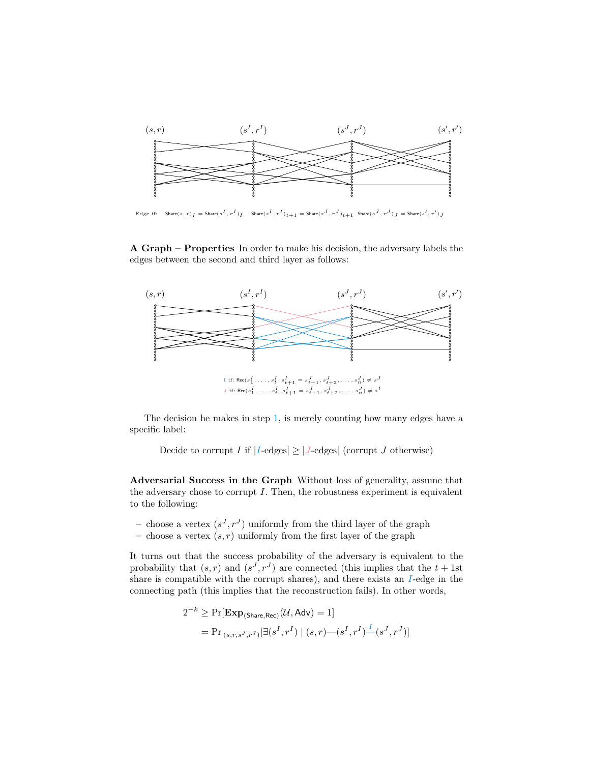$(s, r)$ $(s^I, r^I)$ $(s^J, r^J)$ $(s', r')$

Edge if: $\mathsf{Share}(s,r)_I = \mathsf{Share}(s^I, r^I)_I$ $\mathsf{Share}(s^I, r^I)_{t+1} = \mathsf{Share}(s^J, r^J)_{t+1}$ $\mathsf{Share}(s^J, r^J)_J = \mathsf{Share}(s', r')_J$

**A Graph** – **Properties** In order to make his decision, the adversary labels the edges between the second and third layer as follows:

$(s, r)$ $(s^I, r^I)$ $(s^J, r^J)$ $(s', r')$

$I$ if: $\mathsf{Rec}(s^I_1, \ldots, s^I_t, s^I_{t+1} = s^J_{t+1}, s^J_{t+2}, \ldots, s^J_n) \neq s^J$

$J$ if: $\mathsf{Rec}(s^I_1, \ldots, s^I_t, s^I_{t+1} = s^J_{t+1}, s^J_{t+2}, \ldots, s^J_n) \neq s^I$

The decision he makes in step 1, is merely counting how many edges have a specific label:

Decide to corrupt $I$ if $|I\text{-edges}| \geq |J\text{-edges}|$ (corrupt $J$ otherwise)

**Adversarial Success in the Graph** Without loss of generality, assume that the adversary chose to corrupt $I$. Then, the robustness experiment is equivalent to the following:

- choose a vertex $(s^J, r^J)$ uniformly from the third layer of the graph
- choose a vertex $(s, r)$ uniformly from the first layer of the graph

It turns out that the success probability of the adversary is equivalent to the probability that $(s, r)$ and $(s^J, r^J)$ are connected (this implies that the $t+1$st share is compatible with the corrupt shares), and there exists an $I$-edge in the connecting path (this implies that the reconstruction fails). In other words,

$$
\begin{aligned}
2^{-k} &\geq \Pr[\mathbf{Exp}_{(\mathsf{Share},\mathsf{Rec})}(\mathcal{U}, \mathsf{Adv}) = 1] \\
&= \Pr_{(s,r,s^J,r^J)}[\exists (s^I, r^I) \mid (s,r) \text{—} (s^I, r^I) \overset{I}{\text{—}} (s^J, r^J)]
\end{aligned}
$$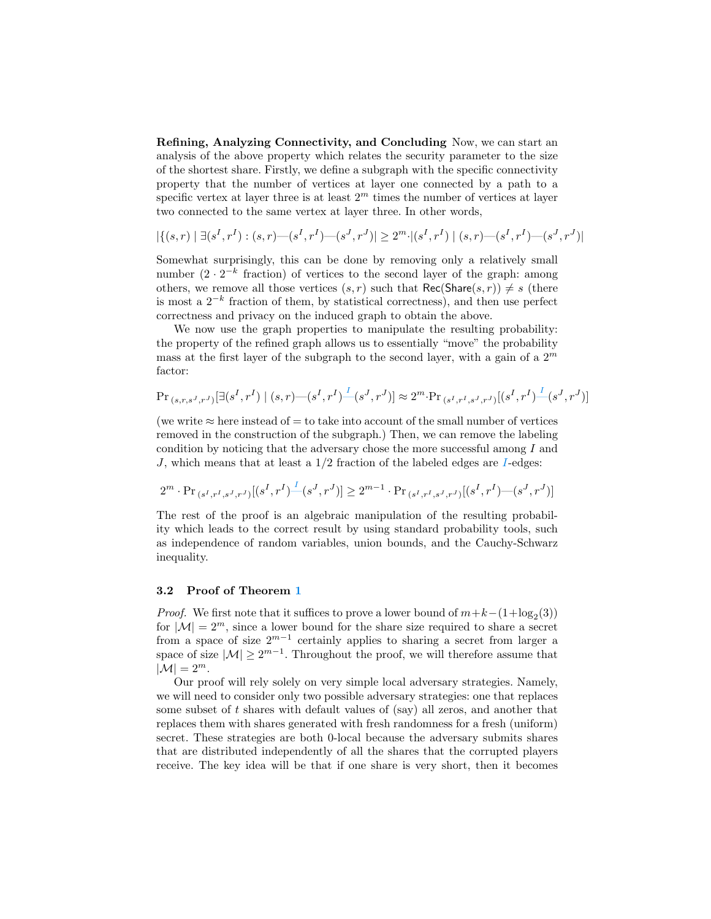**Refining, Analyzing Connectivity, and Concluding** Now, we can start an analysis of the above property which relates the security parameter to the size of the shortest share. Firstly, we define a subgraph with the specific connectivity property that the number of vertices at layer one connected by a path to a specific vertex at layer three is at least $2^m$ times the number of vertices at layer two connected to the same vertex at layer three. In other words,

$$|\{(s,r) \mid \exists (s^I,r^I) : (s,r) \text{—} (s^I,r^I) \text{—} (s^J,r^J)| \geq 2^m \cdot |(s^I,r^I) \mid (s,r) \text{—} (s^I,r^I) \text{—} (s^J,r^J)|$$

Somewhat surprisingly, this can be done by removing only a relatively small number ($2 \cdot 2^{-k}$ fraction) of vertices to the second layer of the graph: among others, we remove all those vertices $(s,r)$ such that $\mathsf{Rec}(\mathsf{Share}(s,r)) \neq s$ (there is most a $2^{-k}$ fraction of them, by statistical correctness), and then use perfect correctness and privacy on the induced graph to obtain the above.

We now use the graph properties to manipulate the resulting probability: the property of the refined graph allows us to essentially "move" the probability mass at the first layer of the subgraph to the second layer, with a gain of a $2^m$ factor:

$$\Pr_{(s,r,s^J,r^J)}[\exists (s^I,r^I) \mid (s,r) \text{—} (s^I,r^I) \overset{I}{\text{—}} (s^J,r^J)] \approx 2^m \cdot \Pr_{(s^I,r^I,s^J,r^J)}[(s^I,r^I) \overset{I}{\text{—}} (s^J,r^J)]$$

(we write $\approx$ here instead of $=$ to take into account of the small number of vertices removed in the construction of the subgraph.) Then, we can remove the labeling condition by noticing that the adversary chose the more successful among $I$ and $J$, which means that at least a $1/2$ fraction of the labeled edges are $I$-edges:

$$2^m \cdot \Pr_{(s^I,r^I,s^J,r^J)}[(s^I,r^I) \overset{I}{\text{—}} (s^J,r^J)] \geq 2^{m-1} \cdot \Pr_{(s^I,r^I,s^J,r^J)}[(s^I,r^I) \text{—} (s^J,r^J)]$$

The rest of the proof is an algebraic manipulation of the resulting probability which leads to the correct result by using standard probability tools, such as independence of random variables, union bounds, and the Cauchy-Schwarz inequality.

### 3.2 Proof of Theorem 1

*Proof.* We first note that it suffices to prove a lower bound of $m+k-(1+\log_2(3))$ for $|\mathcal{M}| = 2^m$, since a lower bound for the share size required to share a secret from a space of size $2^{m-1}$ certainly applies to sharing a secret from larger a space of size $|\mathcal{M}| \geq 2^{m-1}$. Throughout the proof, we will therefore assume that $|\mathcal{M}| = 2^m$.

Our proof will rely solely on very simple local adversary strategies. Namely, we will need to consider only two possible adversary strategies: one that replaces some subset of $t$ shares with default values of (say) all zeros, and another that replaces them with shares generated with fresh randomness for a fresh (uniform) secret. These strategies are both 0-local because the adversary submits shares that are distributed independently of all the shares that the corrupted players receive. The key idea will be that if one share is very short, then it becomes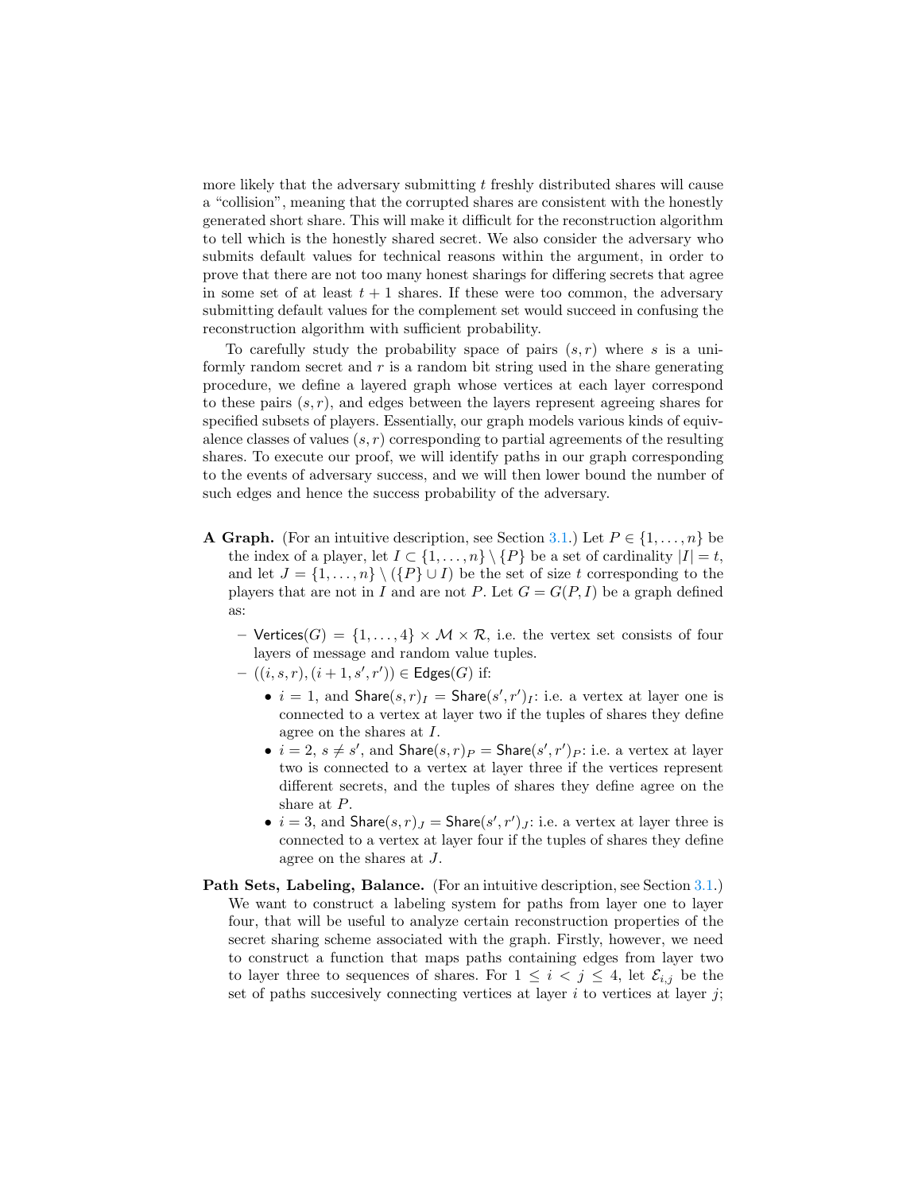more likely that the adversary submitting $t$ freshly distributed shares will cause a "collision", meaning that the corrupted shares are consistent with the honestly generated short share. This will make it difficult for the reconstruction algorithm to tell which is the honestly shared secret. We also consider the adversary who submits default values for technical reasons within the argument, in order to prove that there are not too many honest sharings for differing secrets that agree in some set of at least $t + 1$ shares. If these were too common, the adversary submitting default values for the complement set would succeed in confusing the reconstruction algorithm with sufficient probability.

To carefully study the probability space of pairs $(s, r)$ where $s$ is a uniformly random secret and $r$ is a random bit string used in the share generating procedure, we define a layered graph whose vertices at each layer correspond to these pairs $(s, r)$, and edges between the layers represent agreeing shares for specified subsets of players. Essentially, our graph models various kinds of equivalence classes of values $(s, r)$ corresponding to partial agreements of the resulting shares. To execute our proof, we will identify paths in our graph corresponding to the events of adversary success, and we will then lower bound the number of such edges and hence the success probability of the adversary.

**A Graph.** (For an intuitive description, see Section 3.1.) Let $P \in \{1, \ldots, n\}$ be the index of a player, let $I \subset \{1, \ldots, n\} \setminus \{P\}$ be a set of cardinality $|I| = t$, and let $J = \{1, \ldots, n\} \setminus (\{P\} \cup I)$ be the set of size $t$ corresponding to the players that are not in $I$ and are not $P$. Let $G = G(P, I)$ be a graph defined as:

- $\mathsf{Vertices}(G) = \{1, \ldots, 4\} \times \mathcal{M} \times \mathcal{R}$, i.e. the vertex set consists of four layers of message and random value tuples.
- $((i, s, r), (i + 1, s', r')) \in \mathsf{Edges}(G)$ if:
  - $i = 1$, and $\mathsf{Share}(s, r)_I = \mathsf{Share}(s', r')_I$: i.e. a vertex at layer one is connected to a vertex at layer two if the tuples of shares they define agree on the shares at $I$.
  - $i = 2$, $s \neq s'$, and $\mathsf{Share}(s, r)_P = \mathsf{Share}(s', r')_P$: i.e. a vertex at layer two is connected to a vertex at layer three if the vertices represent different secrets, and the tuples of shares they define agree on the share at $P$.
  - $i = 3$, and $\mathsf{Share}(s, r)_J = \mathsf{Share}(s', r')_J$: i.e. a vertex at layer three is connected to a vertex at layer four if the tuples of shares they define agree on the shares at $J$.

**Path Sets, Labeling, Balance.** (For an intuitive description, see Section 3.1.) We want to construct a labeling system for paths from layer one to layer four, that will be useful to analyze certain reconstruction properties of the secret sharing scheme associated with the graph. Firstly, however, we need to construct a function that maps paths containing edges from layer two to layer three to sequences of shares. For $1 \leq i < j \leq 4$, let $\mathcal{E}_{i,j}$ be the set of paths succesively connecting vertices at layer $i$ to vertices at layer $j$;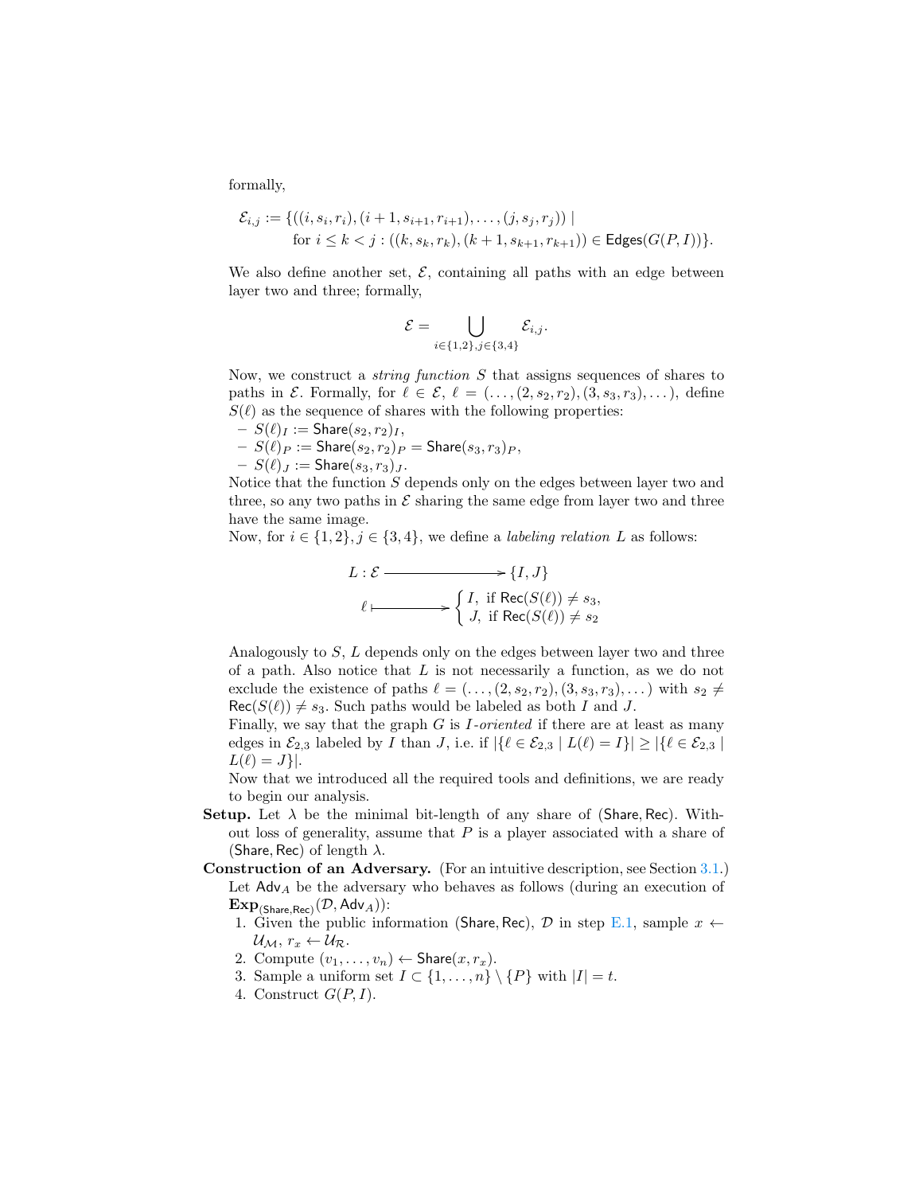formally,

$$\mathcal{E}_{i,j} := \{((i, s_i, r_i), (i+1, s_{i+1}, r_{i+1}), \ldots, (j, s_j, r_j)) \mid$$
$$\text{for } i \leq k < j : ((k, s_k, r_k), (k+1, s_{k+1}, r_{k+1})) \in \mathsf{Edges}(G(P, I))\}.$$

We also define another set, $\mathcal{E}$, containing all paths with an edge between layer two and three; formally,

$$\mathcal{E} = \bigcup_{i \in \{1,2\}, j \in \{3,4\}} \mathcal{E}_{i,j}.$$

Now, we construct a *string function* $S$ that assigns sequences of shares to paths in $\mathcal{E}$. Formally, for $\ell \in \mathcal{E}$, $\ell = (\ldots, (2, s_2, r_2), (3, s_3, r_3), \ldots)$, define $S(\ell)$ as the sequence of shares with the following properties:

- $S(\ell)_I := \mathsf{Share}(s_2, r_2)_I$,
- $S(\ell)_P := \mathsf{Share}(s_2, r_2)_P = \mathsf{Share}(s_3, r_3)_P$,
- $S(\ell)_J := \mathsf{Share}(s_3, r_3)_J$.

Notice that the function $S$ depends only on the edges between layer two and three, so any two paths in $\mathcal{E}$ sharing the same edge from layer two and three have the same image.

Now, for $i \in \{1, 2\}, j \in \{3, 4\}$, we define a *labeling relation* $L$ as follows:

$$L : \mathcal{E} \longrightarrow \{I, J\}$$
$$\ell \longmapsto \begin{cases} I, & \text{if } \mathsf{Rec}(S(\ell)) \neq s_3, \\ J, & \text{if } \mathsf{Rec}(S(\ell)) \neq s_2 \end{cases}$$

Analogously to $S$, $L$ depends only on the edges between layer two and three of a path. Also notice that $L$ is not necessarily a function, as we do not exclude the existence of paths $\ell = (\ldots, (2, s_2, r_2), (3, s_3, r_3), \ldots)$ with $s_2 \neq \mathsf{Rec}(S(\ell)) \neq s_3$. Such paths would be labeled as both $I$ and $J$.

Finally, we say that the graph $G$ is *$I$-oriented* if there are at least as many edges in $\mathcal{E}_{2,3}$ labeled by $I$ than $J$, i.e. if $|\{\ell \in \mathcal{E}_{2,3} \mid L(\ell) = I\}| \geq |\{\ell \in \mathcal{E}_{2,3} \mid L(\ell) = J\}|$.

Now that we introduced all the required tools and definitions, we are ready to begin our analysis.

**Setup.** Let $\lambda$ be the minimal bit-length of any share of $(\mathsf{Share}, \mathsf{Rec})$. Without loss of generality, assume that $P$ is a player associated with a share of $(\mathsf{Share}, \mathsf{Rec})$ of length $\lambda$.

**Construction of an Adversary.** (For an intuitive description, see Section 3.1.) Let $\mathsf{Adv}_A$ be the adversary who behaves as follows (during an execution of $\mathbf{Exp}_{(\mathsf{Share},\mathsf{Rec})}(\mathcal{D}, \mathsf{Adv}_A)$):

1. Given the public information $(\mathsf{Share}, \mathsf{Rec})$, $\mathcal{D}$ in step E.1, sample $x \leftarrow \mathcal{U}_\mathcal{M}$, $r_x \leftarrow \mathcal{U}_\mathcal{R}$.
2. Compute $(v_1, \ldots, v_n) \leftarrow \mathsf{Share}(x, r_x)$.
3. Sample a uniform set $I \subset \{1, \ldots, n\} \setminus \{P\}$ with $|I| = t$.
4. Construct $G(P, I)$.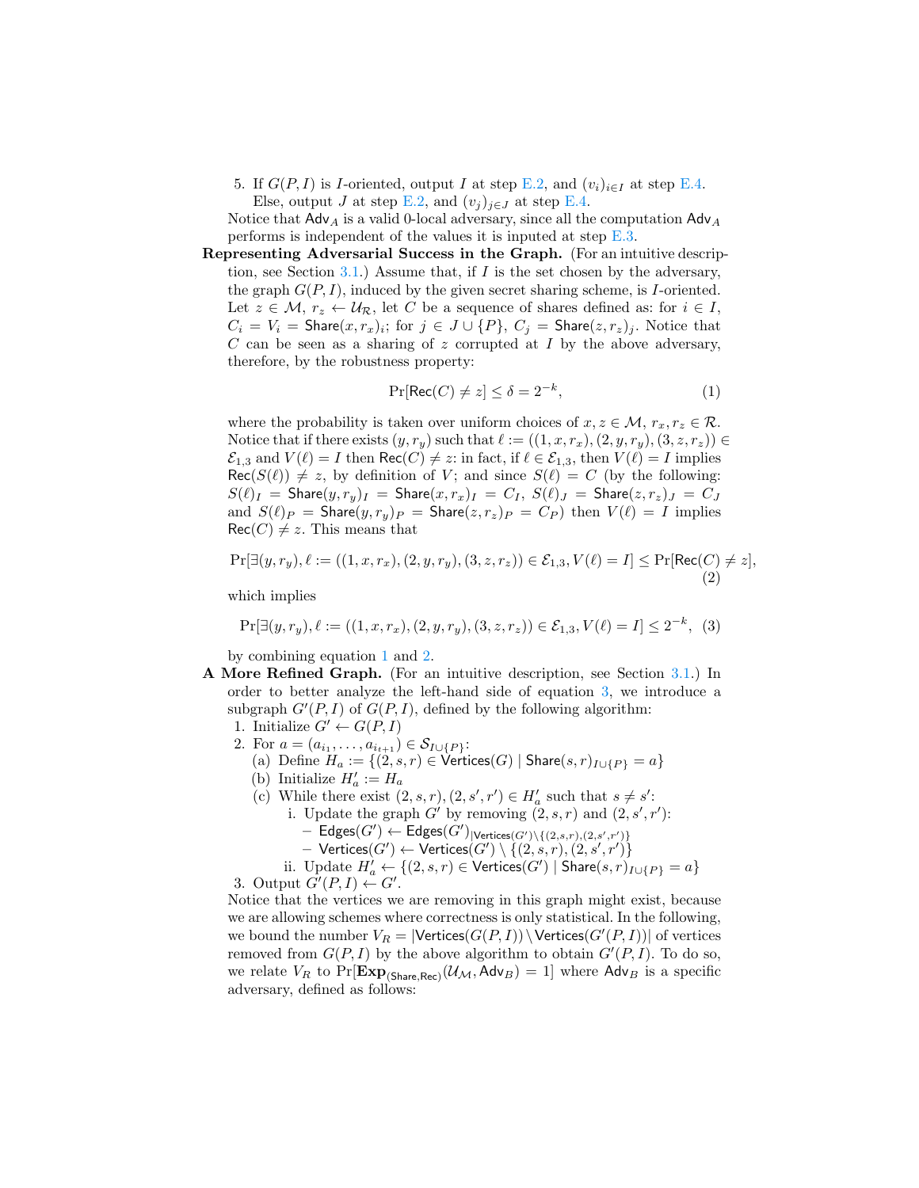5. If $G(P, I)$ is $I$-oriented, output $I$ at step E.2, and $(v_i)_{i \in I}$ at step E.4. Else, output $J$ at step E.2, and $(v_j)_{j \in J}$ at step E.4.

Notice that $\mathsf{Adv}_A$ is a valid 0-local adversary, since all the computation $\mathsf{Adv}_A$ performs is independent of the values it is inputed at step E.3.

**Representing Adversarial Success in the Graph.** (For an intuitive description, see Section 3.1.) Assume that, if $I$ is the set chosen by the adversary, the graph $G(P, I)$, induced by the given secret sharing scheme, is $I$-oriented. Let $z \in \mathcal{M}$, $r_z \leftarrow \mathcal{U}_{\mathcal{R}}$, let $C$ be a sequence of shares defined as: for $i \in I$, $C_i = V_i = \mathsf{Share}(x, r_x)_i$; for $j \in J \cup \{P\}$, $C_j = \mathsf{Share}(z, r_z)_j$. Notice that $C$ can be seen as a sharing of $z$ corrupted at $I$ by the above adversary, therefore, by the robustness property:

$$\Pr[\mathsf{Rec}(C) \neq z] \leq \delta = 2^{-k}, \tag{1}$$

where the probability is taken over uniform choices of $x, z \in \mathcal{M}$, $r_x, r_z \in \mathcal{R}$. Notice that if there exists $(y, r_y)$ such that $\ell := ((1, x, r_x), (2, y, r_y), (3, z, r_z)) \in \mathcal{E}_{1,3}$ and $V(\ell) = I$ then $\mathsf{Rec}(C) \neq z$: in fact, if $\ell \in \mathcal{E}_{1,3}$, then $V(\ell) = I$ implies $\mathsf{Rec}(S(\ell)) \neq z$, by definition of $V$; and since $S(\ell) = C$ (by the following: $S(\ell)_I = \mathsf{Share}(y, r_y)_I = \mathsf{Share}(x, r_x)_I = C_I$, $S(\ell)_J = \mathsf{Share}(z, r_z)_J = C_J$ and $S(\ell)_P = \mathsf{Share}(y, r_y)_P = \mathsf{Share}(z, r_z)_P = C_P$) then $V(\ell) = I$ implies $\mathsf{Rec}(C) \neq z$. This means that

$$\Pr[\exists (y, r_y), \ell := ((1, x, r_x), (2, y, r_y), (3, z, r_z)) \in \mathcal{E}_{1,3}, V(\ell) = I] \leq \Pr[\mathsf{Rec}(C) \neq z], \tag{2}$$

which implies

$$\Pr[\exists (y, r_y), \ell := ((1, x, r_x), (2, y, r_y), (3, z, r_z)) \in \mathcal{E}_{1,3}, V(\ell) = I] \leq 2^{-k}, \tag{3}$$

by combining equation 1 and 2.

**A More Refined Graph.** (For an intuitive description, see Section 3.1.) In order to better analyze the left-hand side of equation 3, we introduce a subgraph $G'(P, I)$ of $G(P, I)$, defined by the following algorithm:

1. Initialize $G' \leftarrow G(P, I)$
2. For $a = (a_{i_1}, \ldots, a_{i_{t+1}}) \in \mathcal{S}_{I \cup \{P\}}$:
   (a) Define $H_a := \{(2, s, r) \in \mathsf{Vertices}(G) \mid \mathsf{Share}(s, r)_{I \cup \{P\}} = a\}$
   (b) Initialize $H'_a := H_a$
   (c) While there exist $(2, s, r), (2, s', r') \in H'_a$ such that $s \neq s'$:
      i. Update the graph $G'$ by removing $(2, s, r)$ and $(2, s', r')$:
         – $\mathsf{Edges}(G') \leftarrow \mathsf{Edges}(G')_{|\mathsf{Vertices}(G') \setminus \{(2,s,r),(2,s',r')\}}$
         – $\mathsf{Vertices}(G') \leftarrow \mathsf{Vertices}(G') \setminus \{(2, s, r), (2, s', r')\}$
      ii. Update $H'_a \leftarrow \{(2, s, r) \in \mathsf{Vertices}(G') \mid \mathsf{Share}(s, r)_{I \cup \{P\}} = a\}$
3. Output $G'(P, I) \leftarrow G'$.

Notice that the vertices we are removing in this graph might exist, because we are allowing schemes where correctness is only statistical. In the following, we bound the number $V_R = |\mathsf{Vertices}(G(P, I)) \setminus \mathsf{Vertices}(G'(P, I))|$ of vertices removed from $G(P, I)$ by the above algorithm to obtain $G'(P, I)$. To do so, we relate $V_R$ to $\Pr[\mathbf{Exp}_{(\mathsf{Share},\mathsf{Rec})}(\mathcal{U}_{\mathcal{M}}, \mathsf{Adv}_B) = 1]$ where $\mathsf{Adv}_B$ is a specific adversary, defined as follows: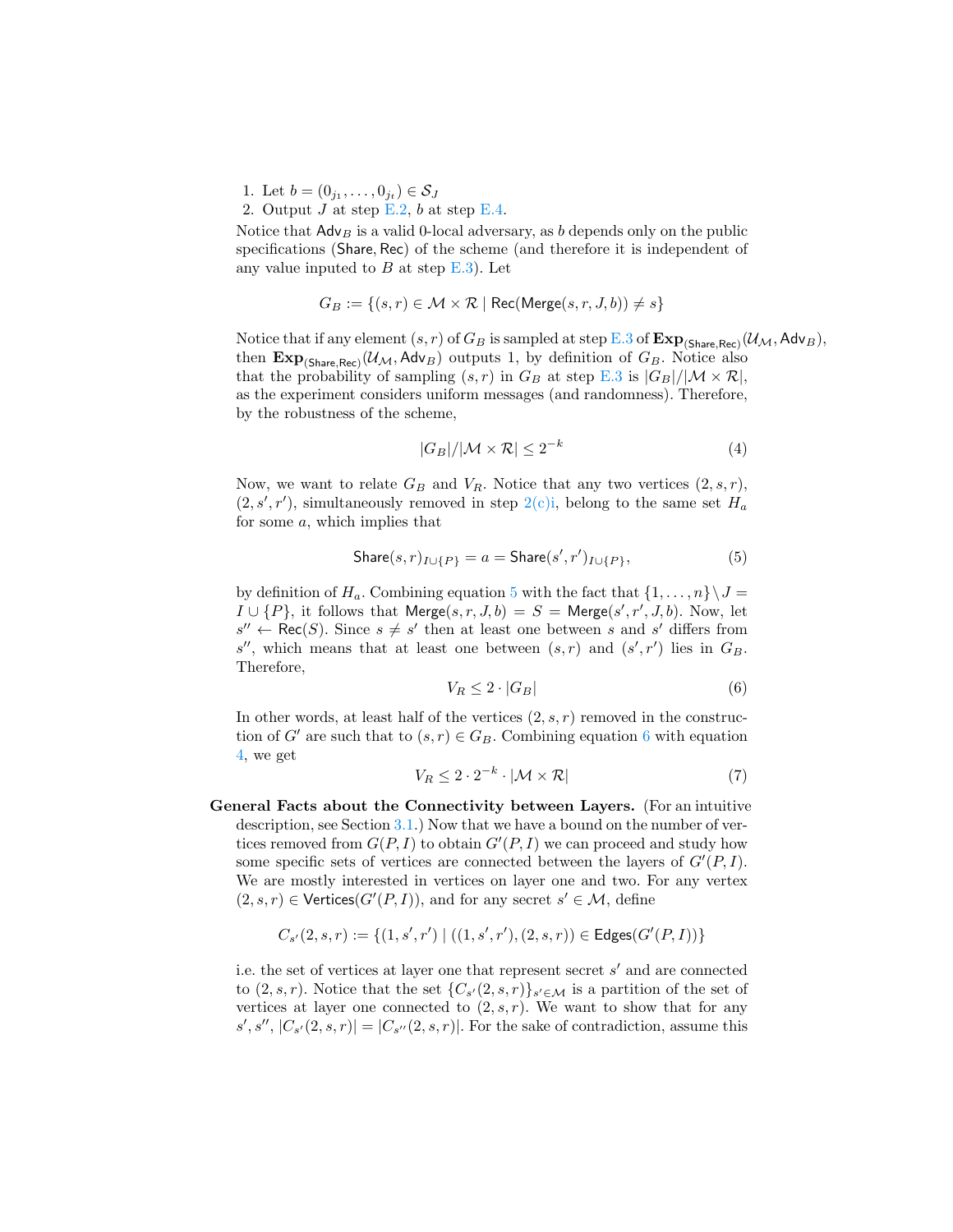1. Let $b = (0_{j_1}, \ldots, 0_{j_t}) \in \mathcal{S}_J$
2. Output $J$ at step E.2, $b$ at step E.4.

Notice that $\mathsf{Adv}_B$ is a valid 0-local adversary, as $b$ depends only on the public specifications ($\mathsf{Share}, \mathsf{Rec}$) of the scheme (and therefore it is independent of any value inputed to $B$ at step E.3). Let

$$G_B := \{(s, r) \in \mathcal{M} \times \mathcal{R} \mid \mathsf{Rec}(\mathsf{Merge}(s, r, J, b)) \neq s\}$$

Notice that if any element $(s, r)$ of $G_B$ is sampled at step E.3 of $\mathbf{Exp}_{(\mathsf{Share},\mathsf{Rec})}(\mathcal{U}_{\mathcal{M}}, \mathsf{Adv}_B)$, then $\mathbf{Exp}_{(\mathsf{Share},\mathsf{Rec})}(\mathcal{U}_{\mathcal{M}}, \mathsf{Adv}_B)$ outputs 1, by definition of $G_B$. Notice also that the probability of sampling $(s, r)$ in $G_B$ at step E.3 is $|G_B|/|\mathcal{M} \times \mathcal{R}|$, as the experiment considers uniform messages (and randomness). Therefore, by the robustness of the scheme,

$$|G_B|/|\mathcal{M} \times \mathcal{R}| \leq 2^{-k} \tag{4}$$

Now, we want to relate $G_B$ and $V_R$. Notice that any two vertices $(2, s, r)$, $(2, s', r')$, simultaneously removed in step 2(c)i, belong to the same set $H_a$ for some $a$, which implies that

$$\mathsf{Share}(s, r)_{I \cup \{P\}} = a = \mathsf{Share}(s', r')_{I \cup \{P\}}, \tag{5}$$

by definition of $H_a$. Combining equation 5 with the fact that $\{1, \ldots, n\} \setminus J = I \cup \{P\}$, it follows that $\mathsf{Merge}(s, r, J, b) = S = \mathsf{Merge}(s', r', J, b)$. Now, let $s'' \leftarrow \mathsf{Rec}(S)$. Since $s \neq s'$ then at least one between $s$ and $s'$ differs from $s''$, which means that at least one between $(s, r)$ and $(s', r')$ lies in $G_B$. Therefore,

$$V_R \leq 2 \cdot |G_B| \tag{6}$$

In other words, at least half of the vertices $(2, s, r)$ removed in the construction of $G'$ are such that to $(s, r) \in G_B$. Combining equation 6 with equation 4, we get

$$V_R \leq 2 \cdot 2^{-k} \cdot |\mathcal{M} \times \mathcal{R}| \tag{7}$$

**General Facts about the Connectivity between Layers.** (For an intuitive description, see Section 3.1.) Now that we have a bound on the number of vertices removed from $G(P, I)$ to obtain $G'(P, I)$ we can proceed and study how some specific sets of vertices are connected between the layers of $G'(P, I)$. We are mostly interested in vertices on layer one and two. For any vertex $(2, s, r) \in \mathsf{Vertices}(G'(P, I))$, and for any secret $s' \in \mathcal{M}$, define

$$C_{s'}(2, s, r) := \{(1, s', r') \mid ((1, s', r'), (2, s, r)) \in \mathsf{Edges}(G'(P, I))\}$$

i.e. the set of vertices at layer one that represent secret $s'$ and are connected to $(2, s, r)$. Notice that the set $\{C_{s'}(2, s, r)\}_{s' \in \mathcal{M}}$ is a partition of the set of vertices at layer one connected to $(2, s, r)$. We want to show that for any $s', s''$, $|C_{s'}(2, s, r)| = |C_{s''}(2, s, r)|$. For the sake of contradiction, assume this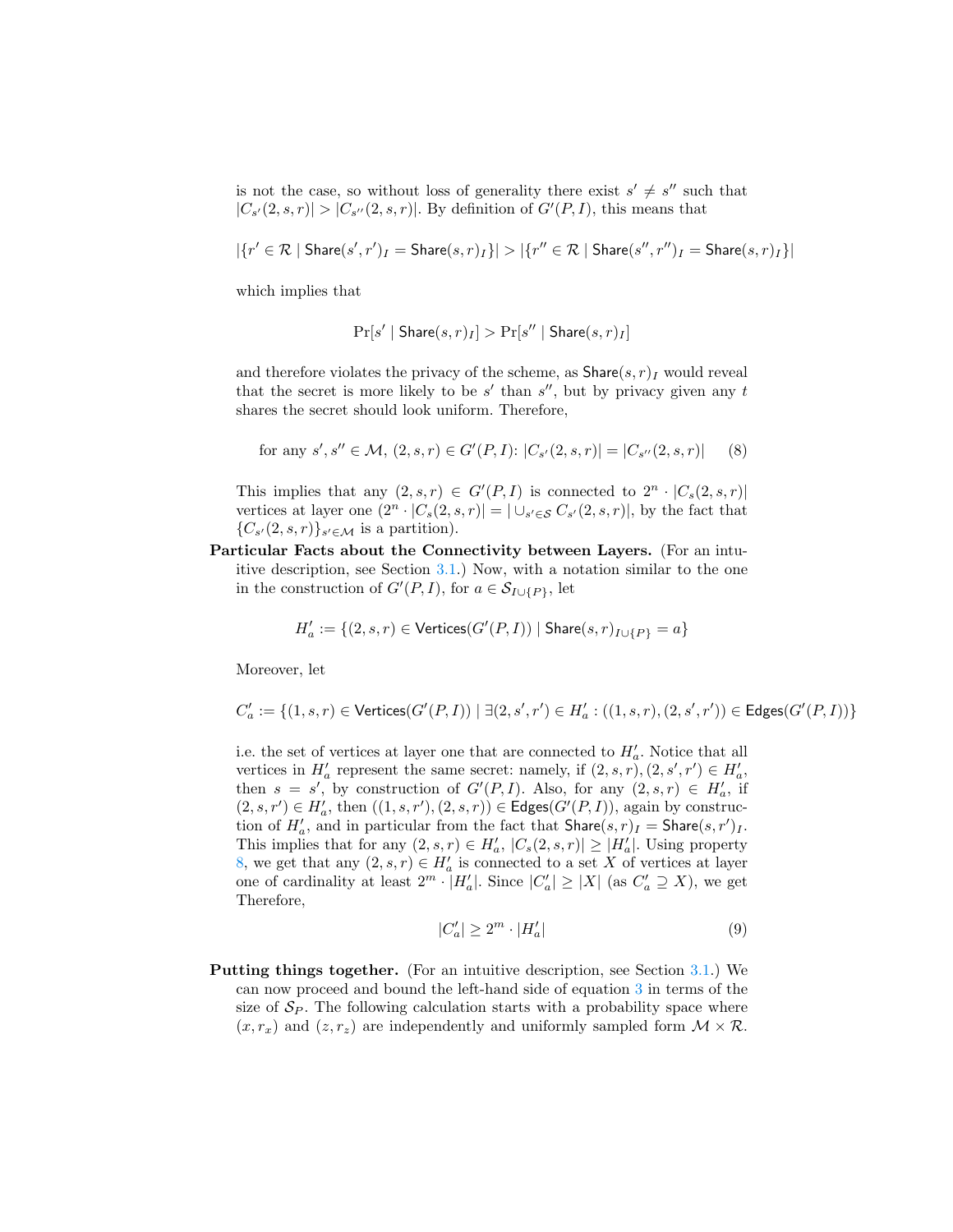is not the case, so without loss of generality there exist $s' \neq s''$ such that $|C_{s'}(2,s,r)| > |C_{s''}(2,s,r)|$. By definition of $G'(P,I)$, this means that

$$|\{r' \in \mathcal{R} \mid \mathsf{Share}(s',r')_I = \mathsf{Share}(s,r)_I\}| > |\{r'' \in \mathcal{R} \mid \mathsf{Share}(s'',r'')_I = \mathsf{Share}(s,r)_I\}|$$

which implies that

$$\Pr[s' \mid \mathsf{Share}(s,r)_I] > \Pr[s'' \mid \mathsf{Share}(s,r)_I]$$

and therefore violates the privacy of the scheme, as $\mathsf{Share}(s,r)_I$ would reveal that the secret is more likely to be $s'$ than $s''$, but by privacy given any $t$ shares the secret should look uniform. Therefore,

$$\text{for any } s', s'' \in \mathcal{M},\ (2,s,r) \in G'(P,I)\text{: } |C_{s'}(2,s,r)| = |C_{s''}(2,s,r)| \qquad (8)$$

This implies that any $(2,s,r) \in G'(P,I)$ is connected to $2^n \cdot |C_s(2,s,r)|$ vertices at layer one ($2^n \cdot |C_s(2,s,r)| = |\cup_{s' \in \mathcal{S}} C_{s'}(2,s,r)|$, by the fact that $\{C_{s'}(2,s,r)\}_{s' \in \mathcal{M}}$ is a partition).

**Particular Facts about the Connectivity between Layers.** (For an intuitive description, see Section 3.1.) Now, with a notation similar to the one in the construction of $G'(P,I)$, for $a \in \mathcal{S}_{I \cup \{P\}}$, let

$$H'_a := \{(2,s,r) \in \mathsf{Vertices}(G'(P,I)) \mid \mathsf{Share}(s,r)_{I \cup \{P\}} = a\}$$

Moreover, let

$$C'_a := \{(1,s,r) \in \mathsf{Vertices}(G'(P,I)) \mid \exists (2,s',r') \in H'_a : ((1,s,r),(2,s',r')) \in \mathsf{Edges}(G'(P,I))\}$$

i.e. the set of vertices at layer one that are connected to $H'_a$. Notice that all vertices in $H'_a$ represent the same secret: namely, if $(2,s,r),(2,s',r') \in H'_a$, then $s = s'$, by construction of $G'(P,I)$. Also, for any $(2,s,r) \in H'_a$, if $(2,s,r') \in H'_a$, then $((1,s,r'),(2,s,r)) \in \mathsf{Edges}(G'(P,I))$, again by construction of $H'_a$, and in particular from the fact that $\mathsf{Share}(s,r)_I = \mathsf{Share}(s,r')_I$. This implies that for any $(2,s,r) \in H'_a$, $|C_s(2,s,r)| \geq |H'_a|$. Using property 8, we get that any $(2,s,r) \in H'_a$ is connected to a set $X$ of vertices at layer one of cardinality at least $2^m \cdot |H'_a|$. Since $|C'_a| \geq |X|$ (as $C'_a \supseteq X$), we get Therefore,

$$|C'_a| \geq 2^m \cdot |H'_a| \qquad (9)$$

**Putting things together.** (For an intuitive description, see Section 3.1.) We can now proceed and bound the left-hand side of equation 3 in terms of the size of $\mathcal{S}_P$. The following calculation starts with a probability space where $(x,r_x)$ and $(z,r_z)$ are independently and uniformly sampled form $\mathcal{M} \times \mathcal{R}$.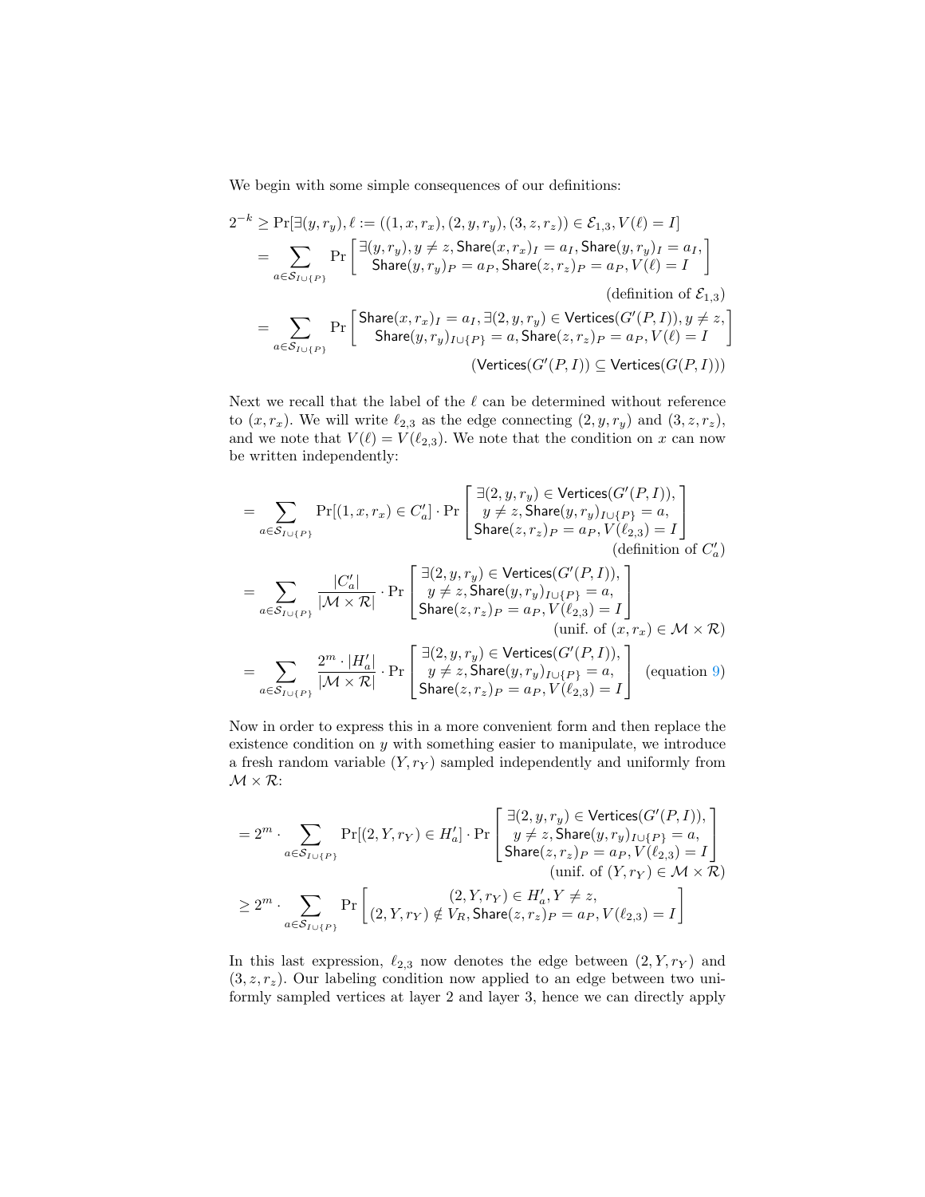We begin with some simple consequences of our definitions:

$$
\begin{aligned}
2^{-k} &\geq \Pr[\exists (y, r_y), \ell := ((1, x, r_x), (2, y, r_y), (3, z, r_z)) \in \mathcal{E}_{1,3}, V(\ell) = I] \\
&= \sum_{a \in \mathcal{S}_{I \cup \{P\}}} \Pr\left[\begin{array}{c} \exists (y, r_y), y \neq z, \mathsf{Share}(x, r_x)_I = a_I, \mathsf{Share}(y, r_y)_I = a_I, \\ \mathsf{Share}(y, r_y)_P = a_P, \mathsf{Share}(z, r_z)_P = a_P, V(\ell) = I \end{array}\right] \\
&\hspace{20em} \text{(definition of } \mathcal{E}_{1,3}\text{)} \\
&= \sum_{a \in \mathcal{S}_{I \cup \{P\}}} \Pr\left[\begin{array}{c} \mathsf{Share}(x, r_x)_I = a_I, \exists (2, y, r_y) \in \mathsf{Vertices}(G'(P, I)), y \neq z, \\ \mathsf{Share}(y, r_y)_{I \cup \{P\}} = a, \mathsf{Share}(z, r_z)_P = a_P, V(\ell) = I \end{array}\right] \\
&\hspace{14em} (\mathsf{Vertices}(G'(P, I)) \subseteq \mathsf{Vertices}(G(P, I)))
\end{aligned}
$$

Next we recall that the label of the $\ell$ can be determined without reference to $(x, r_x)$. We will write $\ell_{2,3}$ as the edge connecting $(2, y, r_y)$ and $(3, z, r_z)$, and we note that $V(\ell) = V(\ell_{2,3})$. We note that the condition on $x$ can now be written independently:

$$
\begin{aligned}
&= \sum_{a \in \mathcal{S}_{I \cup \{P\}}} \Pr[(1, x, r_x) \in C'_a] \cdot \Pr\left[\begin{array}{c} \exists (2, y, r_y) \in \mathsf{Vertices}(G'(P, I)), \\ y \neq z, \mathsf{Share}(y, r_y)_{I \cup \{P\}} = a, \\ \mathsf{Share}(z, r_z)_P = a_P, V(\ell_{2,3}) = I \end{array}\right] \\
&\hspace{24em} \text{(definition of } C'_a\text{)} \\
&= \sum_{a \in \mathcal{S}_{I \cup \{P\}}} \frac{|C'_a|}{|\mathcal{M} \times \mathcal{R}|} \cdot \Pr\left[\begin{array}{c} \exists (2, y, r_y) \in \mathsf{Vertices}(G'(P, I)), \\ y \neq z, \mathsf{Share}(y, r_y)_{I \cup \{P\}} = a, \\ \mathsf{Share}(z, r_z)_P = a_P, V(\ell_{2,3}) = I \end{array}\right] \\
&\hspace{20em} \text{(unif. of } (x, r_x) \in \mathcal{M} \times \mathcal{R}\text{)} \\
&= \sum_{a \in \mathcal{S}_{I \cup \{P\}}} \frac{2^m \cdot |H'_a|}{|\mathcal{M} \times \mathcal{R}|} \cdot \Pr\left[\begin{array}{c} \exists (2, y, r_y) \in \mathsf{Vertices}(G'(P, I)), \\ y \neq z, \mathsf{Share}(y, r_y)_{I \cup \{P\}} = a, \\ \mathsf{Share}(z, r_z)_P = a_P, V(\ell_{2,3}) = I \end{array}\right] \quad \text{(equation 9)}
\end{aligned}
$$

Now in order to express this in a more convenient form and then replace the existence condition on $y$ with something easier to manipulate, we introduce a fresh random variable $(Y, r_Y)$ sampled independently and uniformly from $\mathcal{M} \times \mathcal{R}$:

$$
\begin{aligned}
&= 2^m \cdot \sum_{a \in \mathcal{S}_{I \cup \{P\}}} \Pr[(2, Y, r_Y) \in H'_a] \cdot \Pr\left[\begin{array}{c} \exists (2, y, r_y) \in \mathsf{Vertices}(G'(P, I)), \\ y \neq z, \mathsf{Share}(y, r_y)_{I \cup \{P\}} = a, \\ \mathsf{Share}(z, r_z)_P = a_P, V(\ell_{2,3}) = I \end{array}\right] \\
&\hspace{20em} \text{(unif. of } (Y, r_Y) \in \mathcal{M} \times \mathcal{R}\text{)} \\
&\geq 2^m \cdot \sum_{a \in \mathcal{S}_{I \cup \{P\}}} \Pr\left[\begin{array}{c} (2, Y, r_Y) \in H'_a, Y \neq z, \\ (2, Y, r_Y) \notin V_R, \mathsf{Share}(z, r_z)_P = a_P, V(\ell_{2,3}) = I \end{array}\right]
\end{aligned}
$$

In this last expression, $\ell_{2,3}$ now denotes the edge between $(2, Y, r_Y)$ and $(3, z, r_z)$. Our labeling condition now applied to an edge between two uniformly sampled vertices at layer 2 and layer 3, hence we can directly apply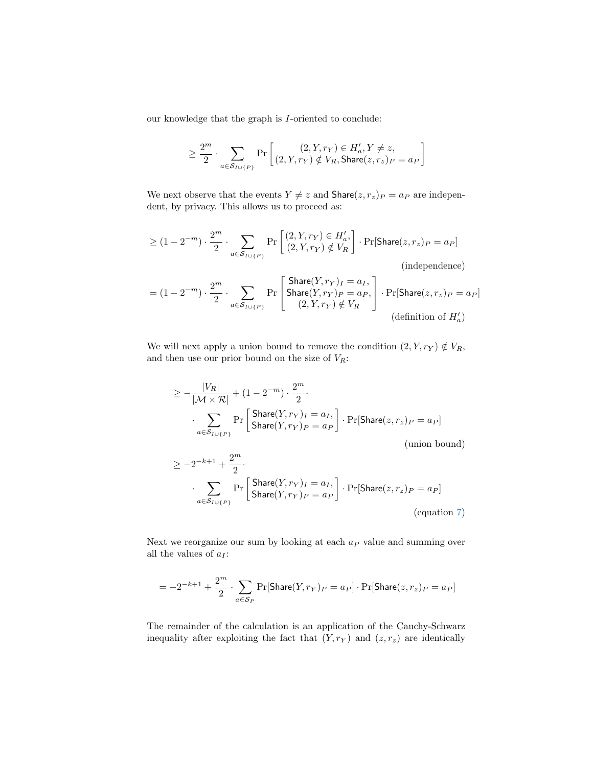our knowledge that the graph is $I$-oriented to conclude:

$$\geq \frac{2^m}{2} \cdot \sum_{a \in \mathcal{S}_{I \cup \{P\}}} \Pr\left[ \begin{array}{c} (2, Y, r_Y) \in H'_a, Y \neq z, \\ (2, Y, r_Y) \notin V_R, \mathsf{Share}(z, r_z)_P = a_P \end{array} \right]$$

We next observe that the events $Y \neq z$ and $\mathsf{Share}(z, r_z)_P = a_P$ are independent, by privacy. This allows us to proceed as:

$$\geq (1 - 2^{-m}) \cdot \frac{2^m}{2} \cdot \sum_{a \in \mathcal{S}_{I \cup \{P\}}} \Pr\left[ \begin{array}{c} (2, Y, r_Y) \in H'_a, \\ (2, Y, r_Y) \notin V_R \end{array} \right] \cdot \Pr[\mathsf{Share}(z, r_z)_P = a_P] \quad \text{(independence)}$$

$$= (1 - 2^{-m}) \cdot \frac{2^m}{2} \cdot \sum_{a \in \mathcal{S}_{I \cup \{P\}}} \Pr\left[ \begin{array}{c} \mathsf{Share}(Y, r_Y)_I = a_I, \\ \mathsf{Share}(Y, r_Y)_P = a_P, \\ (2, Y, r_Y) \notin V_R \end{array} \right] \cdot \Pr[\mathsf{Share}(z, r_z)_P = a_P] \quad \text{(definition of } H'_a\text{)}$$

We will next apply a union bound to remove the condition $(2, Y, r_Y) \notin V_R$, and then use our prior bound on the size of $V_R$:

$$\geq -\frac{|V_R|}{|\mathcal{M} \times \mathcal{R}|} + (1 - 2^{-m}) \cdot \frac{2^m}{2} \cdot \sum_{a \in \mathcal{S}_{I \cup \{P\}}} \Pr\left[ \begin{array}{c} \mathsf{Share}(Y, r_Y)_I = a_I, \\ \mathsf{Share}(Y, r_Y)_P = a_P \end{array} \right] \cdot \Pr[\mathsf{Share}(z, r_z)_P = a_P] \quad \text{(union bound)}$$

$$\geq -2^{-k+1} + \frac{2^m}{2} \cdot \sum_{a \in \mathcal{S}_{I \cup \{P\}}} \Pr\left[ \begin{array}{c} \mathsf{Share}(Y, r_Y)_I = a_I, \\ \mathsf{Share}(Y, r_Y)_P = a_P \end{array} \right] \cdot \Pr[\mathsf{Share}(z, r_z)_P = a_P] \quad \text{(equation 7)}$$

Next we reorganize our sum by looking at each $a_P$ value and summing over all the values of $a_I$:

$$= -2^{-k+1} + \frac{2^m}{2} \cdot \sum_{a \in \mathcal{S}_P} \Pr[\mathsf{Share}(Y, r_Y)_P = a_P] \cdot \Pr[\mathsf{Share}(z, r_z)_P = a_P]$$

The remainder of the calculation is an application of the Cauchy-Schwarz inequality after exploiting the fact that $(Y, r_Y)$ and $(z, r_z)$ are identically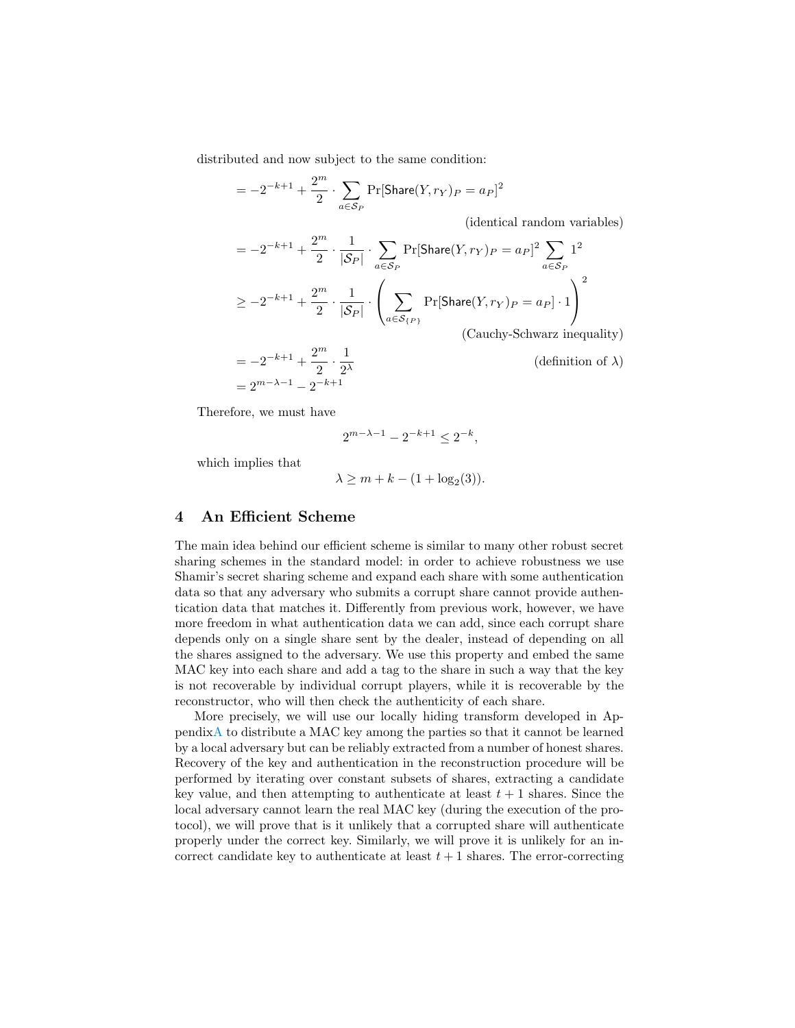distributed and now subject to the same condition:

$$= -2^{-k+1} + \frac{2^m}{2} \cdot \sum_{a \in \mathcal{S}_P} \Pr[\mathsf{Share}(Y, r_Y)_P = a_P]^2$$

(identical random variables)

$$= -2^{-k+1} + \frac{2^m}{2} \cdot \frac{1}{|\mathcal{S}_P|} \cdot \sum_{a \in \mathcal{S}_P} \Pr[\mathsf{Share}(Y, r_Y)_P = a_P]^2 \sum_{a \in \mathcal{S}_P} 1^2$$

$$\geq -2^{-k+1} + \frac{2^m}{2} \cdot \frac{1}{|\mathcal{S}_P|} \cdot \left( \sum_{a \in \mathcal{S}_{\{P\}}} \Pr[\mathsf{Share}(Y, r_Y)_P = a_P] \cdot 1 \right)^2$$

(Cauchy-Schwarz inequality)

$$= -2^{-k+1} + \frac{2^m}{2} \cdot \frac{1}{2^\lambda} \qquad \text{(definition of } \lambda\text{)}$$

$$= 2^{m-\lambda-1} - 2^{-k+1}$$

Therefore, we must have

$$2^{m-\lambda-1} - 2^{-k+1} \leq 2^{-k},$$

which implies that

$$\lambda \geq m + k - (1 + \log_2(3)).$$

## 4 An Efficient Scheme

The main idea behind our efficient scheme is similar to many other robust secret sharing schemes in the standard model: in order to achieve robustness we use Shamir's secret sharing scheme and expand each share with some authentication data so that any adversary who submits a corrupt share cannot provide authentication data that matches it. Differently from previous work, however, we have more freedom in what authentication data we can add, since each corrupt share depends only on a single share sent by the dealer, instead of depending on all the shares assigned to the adversary. We use this property and embed the same MAC key into each share and add a tag to the share in such a way that the key is not recoverable by individual corrupt players, while it is recoverable by the reconstructor, who will then check the authenticity of each share.

More precisely, we will use our locally hiding transform developed in AppendixA to distribute a MAC key among the parties so that it cannot be learned by a local adversary but can be reliably extracted from a number of honest shares. Recovery of the key and authentication in the reconstruction procedure will be performed by iterating over constant subsets of shares, extracting a candidate key value, and then attempting to authenticate at least $t+1$ shares. Since the local adversary cannot learn the real MAC key (during the execution of the protocol), we will prove that is it unlikely that a corrupted share will authenticate properly under the correct key. Similarly, we will prove it is unlikely for an incorrect candidate key to authenticate at least $t+1$ shares. The error-correcting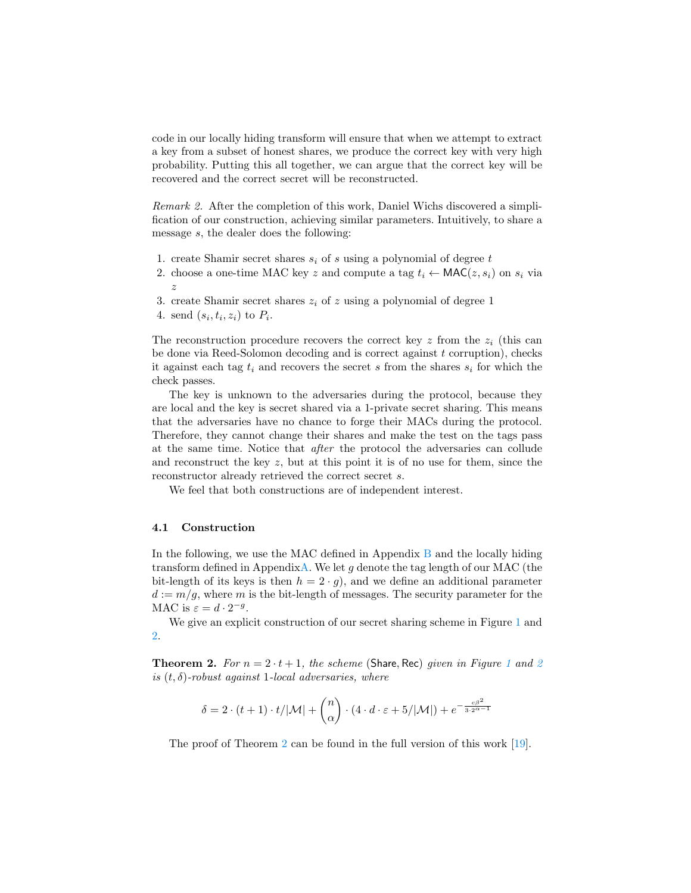code in our locally hiding transform will ensure that when we attempt to extract a key from a subset of honest shares, we produce the correct key with very high probability. Putting this all together, we can argue that the correct key will be recovered and the correct secret will be reconstructed.

*Remark 2.* After the completion of this work, Daniel Wichs discovered a simplification of our construction, achieving similar parameters. Intuitively, to share a message $s$, the dealer does the following:

1. create Shamir secret shares $s_i$ of $s$ using a polynomial of degree $t$
2. choose a one-time MAC key $z$ and compute a tag $t_i \leftarrow \mathsf{MAC}(z, s_i)$ on $s_i$ via $z$
3. create Shamir secret shares $z_i$ of $z$ using a polynomial of degree 1
4. send $(s_i, t_i, z_i)$ to $P_i$.

The reconstruction procedure recovers the correct key $z$ from the $z_i$ (this can be done via Reed-Solomon decoding and is correct against $t$ corruption), checks it against each tag $t_i$ and recovers the secret $s$ from the shares $s_i$ for which the check passes.

The key is unknown to the adversaries during the protocol, because they are local and the key is secret shared via a 1-private secret sharing. This means that the adversaries have no chance to forge their MACs during the protocol. Therefore, they cannot change their shares and make the test on the tags pass at the same time. Notice that *after* the protocol the adversaries can collude and reconstruct the key $z$, but at this point it is of no use for them, since the reconstructor already retrieved the correct secret $s$.

We feel that both constructions are of independent interest.

### 4.1 Construction

In the following, we use the MAC defined in Appendix B and the locally hiding transform defined in AppendixA. We let $g$ denote the tag length of our MAC (the bit-length of its keys is then $h = 2 \cdot g$), and we define an additional parameter $d := m/g$, where $m$ is the bit-length of messages. The security parameter for the MAC is $\varepsilon = d \cdot 2^{-g}$.

We give an explicit construction of our secret sharing scheme in Figure 1 and 2.

**Theorem 2.** *For $n = 2 \cdot t + 1$, the scheme $(\mathsf{Share}, \mathsf{Rec})$ given in Figure 1 and 2 is $(t, \delta)$-robust against 1-local adversaries, where*

$$\delta = 2 \cdot (t+1) \cdot t/|\mathcal{M}| + \binom{n}{\alpha} \cdot (4 \cdot d \cdot \varepsilon + 5/|\mathcal{M}|) + e^{-\frac{c\beta^2}{3 \cdot 2^{\alpha-1}}}$$

The proof of Theorem 2 can be found in the full version of this work [19].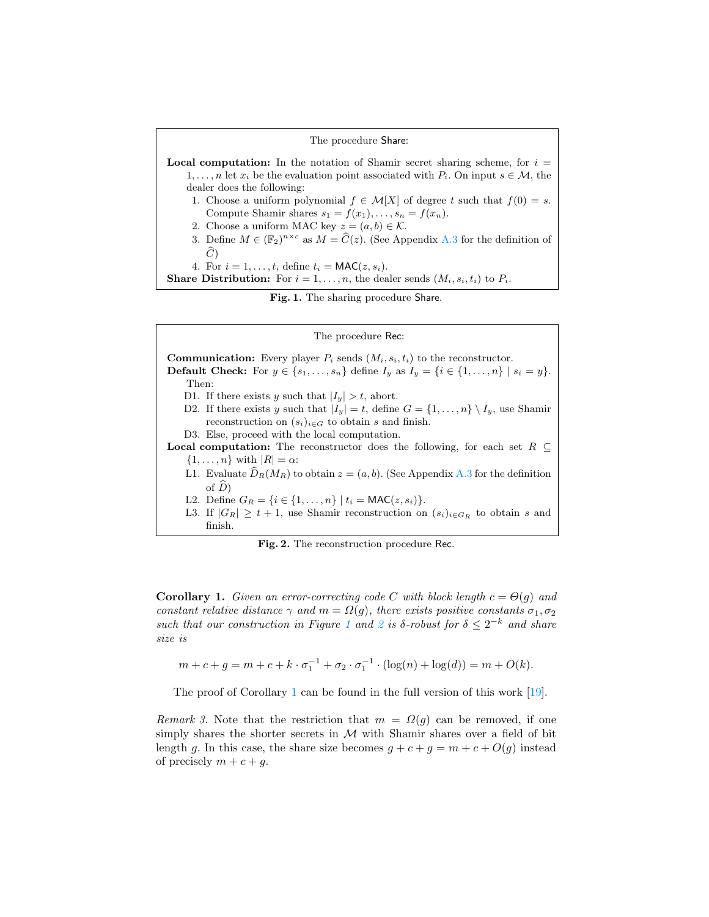The procedure Share:

**Local computation:** In the notation of Shamir secret sharing scheme, for $i = 1, \ldots, n$ let $x_i$ be the evaluation point associated with $P_i$. On input $s \in \mathcal{M}$, the dealer does the following:

1. Choose a uniform polynomial $f \in \mathcal{M}[X]$ of degree $t$ such that $f(0) = s$. Compute Shamir shares $s_1 = f(x_1), \ldots, s_n = f(x_n)$.
2. Choose a uniform MAC key $z = (a, b) \in \mathcal{K}$.
3. Define $M \in (\mathbb{F}_2)^{n \times c}$ as $M = \widehat{C}(z)$. (See Appendix A.3 for the definition of $\widehat{C}$)
4. For $i = 1, \ldots, t$, define $t_i = \mathsf{MAC}(z, s_i)$.

**Share Distribution:** For $i = 1, \ldots, n$, the dealer sends $(M_i, s_i, t_i)$ to $P_i$.

**Fig. 1.** The sharing procedure Share.

The procedure Rec:

**Communication:** Every player $P_i$ sends $(M_i, s_i, t_i)$ to the reconstructor.

**Default Check:** For $y \in \{s_1, \ldots, s_n\}$ define $I_y$ as $I_y = \{i \in \{1, \ldots, n\} \mid s_i = y\}$. Then:

- D1. If there exists $y$ such that $|I_y| > t$, abort.
- D2. If there exists $y$ such that $|I_y| = t$, define $G = \{1, \ldots, n\} \setminus I_y$, use Shamir reconstruction on $(s_i)_{i \in G}$ to obtain $s$ and finish.
- D3. Else, proceed with the local computation.

**Local computation:** The reconstructor does the following, for each set $R \subseteq \{1, \ldots, n\}$ with $|R| = \alpha$:

- L1. Evaluate $\widehat{D}_R(M_R)$ to obtain $z = (a, b)$. (See Appendix A.3 for the definition of $\widehat{D}$)
- L2. Define $G_R = \{i \in \{1, \ldots, n\} \mid t_i = \mathsf{MAC}(z, s_i)\}$.
- L3. If $|G_R| \geq t + 1$, use Shamir reconstruction on $(s_i)_{i \in G_R}$ to obtain $s$ and finish.

**Fig. 2.** The reconstruction procedure Rec.

**Corollary 1.** *Given an error-correcting code $C$ with block length $c = \Theta(g)$ and constant relative distance $\gamma$ and $m = \Omega(g)$, there exists positive constants $\sigma_1, \sigma_2$ such that our construction in Figure 1 and 2 is $\delta$-robust for $\delta \leq 2^{-k}$ and share size is*

$$m + c + g = m + c + k \cdot \sigma_1^{-1} + \sigma_2 \cdot \sigma_1^{-1} \cdot (\log(n) + \log(d)) = m + O(k).$$

The proof of Corollary 1 can be found in the full version of this work [19].

*Remark 3.* Note that the restriction that $m = \Omega(g)$ can be removed, if one simply shares the shorter secrets in $\mathcal{M}$ with Shamir shares over a field of bit length $g$. In this case, the share size becomes $g + c + g = m + c + O(g)$ instead of precisely $m + c + g$.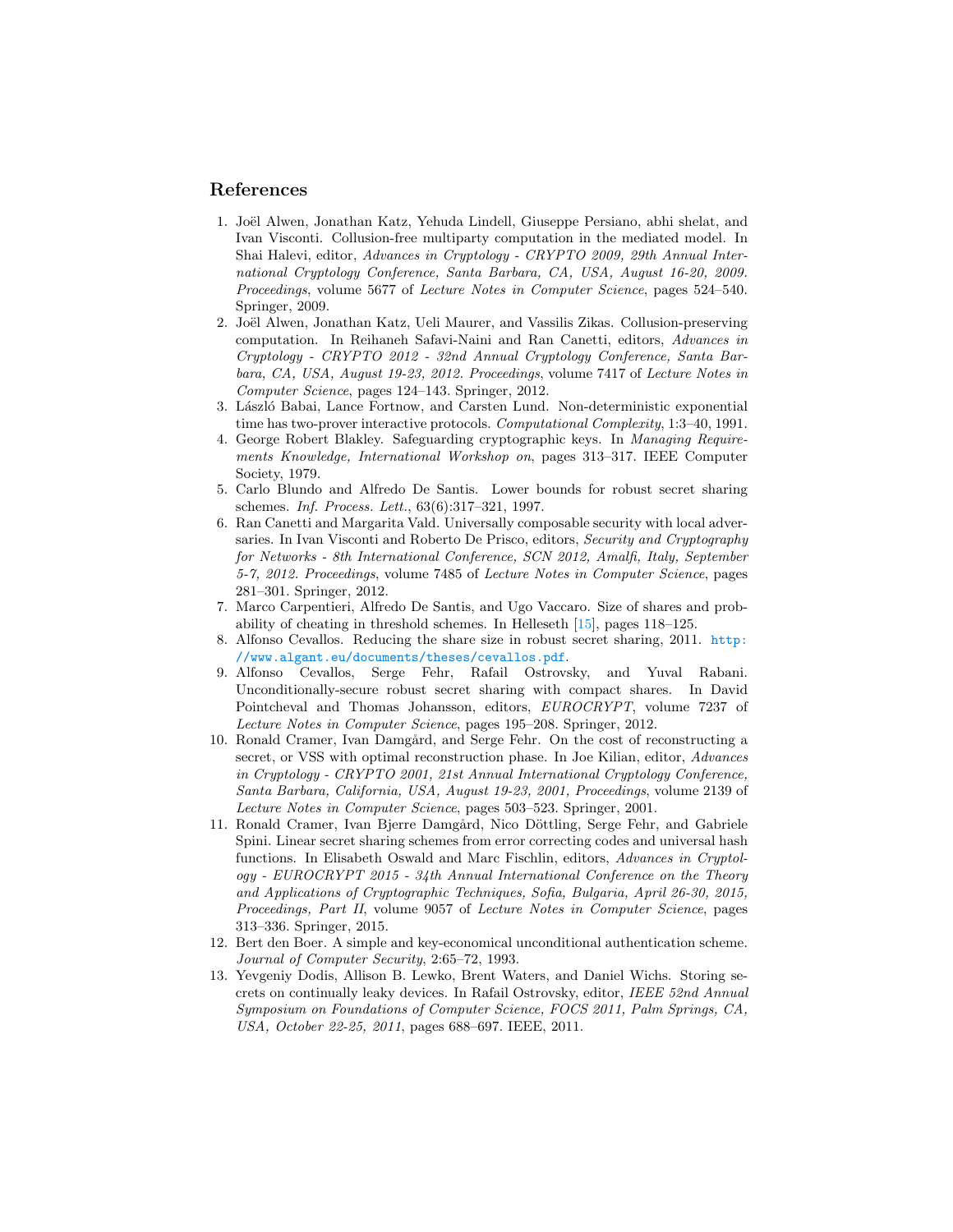## References

1. Joël Alwen, Jonathan Katz, Yehuda Lindell, Giuseppe Persiano, abhi shelat, and Ivan Visconti. Collusion-free multiparty computation in the mediated model. In Shai Halevi, editor, *Advances in Cryptology - CRYPTO 2009, 29th Annual International Cryptology Conference, Santa Barbara, CA, USA, August 16-20, 2009. Proceedings*, volume 5677 of *Lecture Notes in Computer Science*, pages 524–540. Springer, 2009.
2. Joël Alwen, Jonathan Katz, Ueli Maurer, and Vassilis Zikas. Collusion-preserving computation. In Reihaneh Safavi-Naini and Ran Canetti, editors, *Advances in Cryptology - CRYPTO 2012 - 32nd Annual Cryptology Conference, Santa Barbara, CA, USA, August 19-23, 2012. Proceedings*, volume 7417 of *Lecture Notes in Computer Science*, pages 124–143. Springer, 2012.
3. László Babai, Lance Fortnow, and Carsten Lund. Non-deterministic exponential time has two-prover interactive protocols. *Computational Complexity*, 1:3–40, 1991.
4. George Robert Blakley. Safeguarding cryptographic keys. In *Managing Requirements Knowledge, International Workshop on*, pages 313–317. IEEE Computer Society, 1979.
5. Carlo Blundo and Alfredo De Santis. Lower bounds for robust secret sharing schemes. *Inf. Process. Lett.*, 63(6):317–321, 1997.
6. Ran Canetti and Margarita Vald. Universally composable security with local adversaries. In Ivan Visconti and Roberto De Prisco, editors, *Security and Cryptography for Networks - 8th International Conference, SCN 2012, Amalfi, Italy, September 5-7, 2012. Proceedings*, volume 7485 of *Lecture Notes in Computer Science*, pages 281–301. Springer, 2012.
7. Marco Carpentieri, Alfredo De Santis, and Ugo Vaccaro. Size of shares and probability of cheating in threshold schemes. In Helleseth [15], pages 118–125.
8. Alfonso Cevallos. Reducing the share size in robust secret sharing, 2011. http://www.algant.eu/documents/theses/cevallos.pdf.
9. Alfonso Cevallos, Serge Fehr, Rafail Ostrovsky, and Yuval Rabani. Unconditionally-secure robust secret sharing with compact shares. In David Pointcheval and Thomas Johansson, editors, *EUROCRYPT*, volume 7237 of *Lecture Notes in Computer Science*, pages 195–208. Springer, 2012.
10. Ronald Cramer, Ivan Damgård, and Serge Fehr. On the cost of reconstructing a secret, or VSS with optimal reconstruction phase. In Joe Kilian, editor, *Advances in Cryptology - CRYPTO 2001, 21st Annual International Cryptology Conference, Santa Barbara, California, USA, August 19-23, 2001, Proceedings*, volume 2139 of *Lecture Notes in Computer Science*, pages 503–523. Springer, 2001.
11. Ronald Cramer, Ivan Bjerre Damgård, Nico Döttling, Serge Fehr, and Gabriele Spini. Linear secret sharing schemes from error correcting codes and universal hash functions. In Elisabeth Oswald and Marc Fischlin, editors, *Advances in Cryptology - EUROCRYPT 2015 - 34th Annual International Conference on the Theory and Applications of Cryptographic Techniques, Sofia, Bulgaria, April 26-30, 2015, Proceedings, Part II*, volume 9057 of *Lecture Notes in Computer Science*, pages 313–336. Springer, 2015.
12. Bert den Boer. A simple and key-economical unconditional authentication scheme. *Journal of Computer Security*, 2:65–72, 1993.
13. Yevgeniy Dodis, Allison B. Lewko, Brent Waters, and Daniel Wichs. Storing secrets on continually leaky devices. In Rafail Ostrovsky, editor, *IEEE 52nd Annual Symposium on Foundations of Computer Science, FOCS 2011, Palm Springs, CA, USA, October 22-25, 2011*, pages 688–697. IEEE, 2011.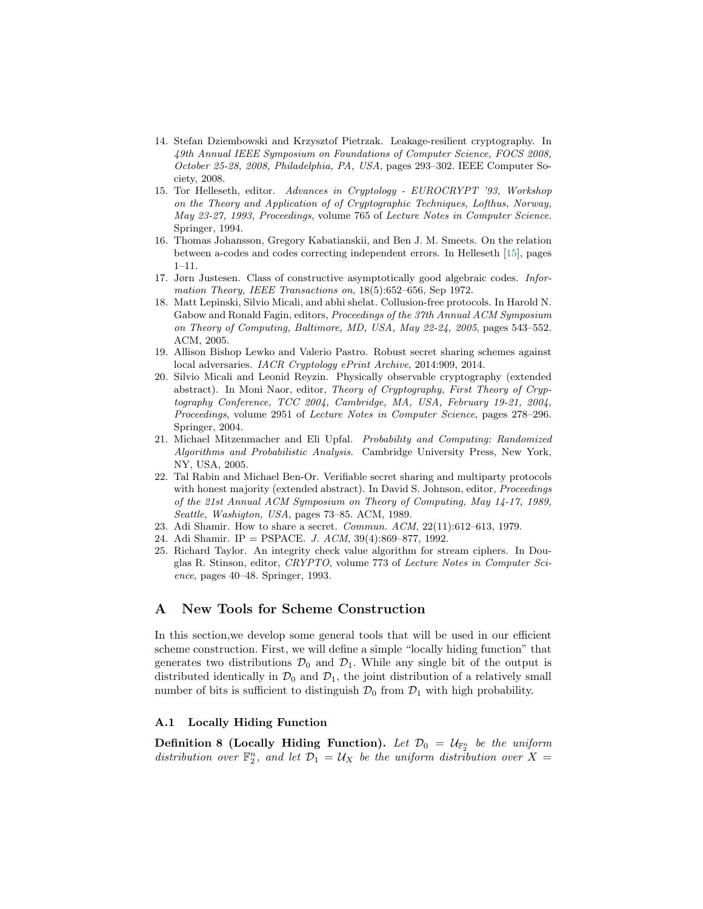14. Stefan Dziembowski and Krzysztof Pietrzak. Leakage-resilient cryptography. In *49th Annual IEEE Symposium on Foundations of Computer Science, FOCS 2008, October 25-28, 2008, Philadelphia, PA, USA*, pages 293–302. IEEE Computer Society, 2008.
15. Tor Helleseth, editor. *Advances in Cryptology - EUROCRYPT '93, Workshop on the Theory and Application of of Cryptographic Techniques, Lofthus, Norway, May 23-27, 1993, Proceedings*, volume 765 of *Lecture Notes in Computer Science*. Springer, 1994.
16. Thomas Johansson, Gregory Kabatianskii, and Ben J. M. Smeets. On the relation between a-codes and codes correcting independent errors. In Helleseth [15], pages 1–11.
17. Jørn Justesen. Class of constructive asymptotically good algebraic codes. *Information Theory, IEEE Transactions on*, 18(5):652–656, Sep 1972.
18. Matt Lepinski, Silvio Micali, and abhi shelat. Collusion-free protocols. In Harold N. Gabow and Ronald Fagin, editors, *Proceedings of the 37th Annual ACM Symposium on Theory of Computing, Baltimore, MD, USA, May 22-24, 2005*, pages 543–552. ACM, 2005.
19. Allison Bishop Lewko and Valerio Pastro. Robust secret sharing schemes against local adversaries. *IACR Cryptology ePrint Archive*, 2014:909, 2014.
20. Silvio Micali and Leonid Reyzin. Physically observable cryptography (extended abstract). In Moni Naor, editor, *Theory of Cryptography, First Theory of Cryptography Conference, TCC 2004, Cambridge, MA, USA, February 19-21, 2004, Proceedings*, volume 2951 of *Lecture Notes in Computer Science*, pages 278–296. Springer, 2004.
21. Michael Mitzenmacher and Eli Upfal. *Probability and Computing: Randomized Algorithms and Probabilistic Analysis*. Cambridge University Press, New York, NY, USA, 2005.
22. Tal Rabin and Michael Ben-Or. Verifiable secret sharing and multiparty protocols with honest majority (extended abstract). In David S. Johnson, editor, *Proceedings of the 21st Annual ACM Symposium on Theory of Computing, May 14-17, 1989, Seattle, Washigton, USA*, pages 73–85. ACM, 1989.
23. Adi Shamir. How to share a secret. *Commun. ACM*, 22(11):612–613, 1979.
24. Adi Shamir. IP = PSPACE. *J. ACM*, 39(4):869–877, 1992.
25. Richard Taylor. An integrity check value algorithm for stream ciphers. In Douglas R. Stinson, editor, *CRYPTO*, volume 773 of *Lecture Notes in Computer Science*, pages 40–48. Springer, 1993.

## A New Tools for Scheme Construction

In this section,we develop some general tools that will be used in our efficient scheme construction. First, we will define a simple "locally hiding function" that generates two distributions $\mathcal{D}_0$ and $\mathcal{D}_1$. While any single bit of the output is distributed identically in $\mathcal{D}_0$ and $\mathcal{D}_1$, the joint distribution of a relatively small number of bits is sufficient to distinguish $\mathcal{D}_0$ from $\mathcal{D}_1$ with high probability.

### A.1 Locally Hiding Function

**Definition 8 (Locally Hiding Function).** *Let $\mathcal{D}_0 = \mathcal{U}_{\mathbb{F}_2^n}$ be the uniform distribution over $\mathbb{F}_2^n$, and let $\mathcal{D}_1 = \mathcal{U}_X$ be the uniform distribution over $X =$*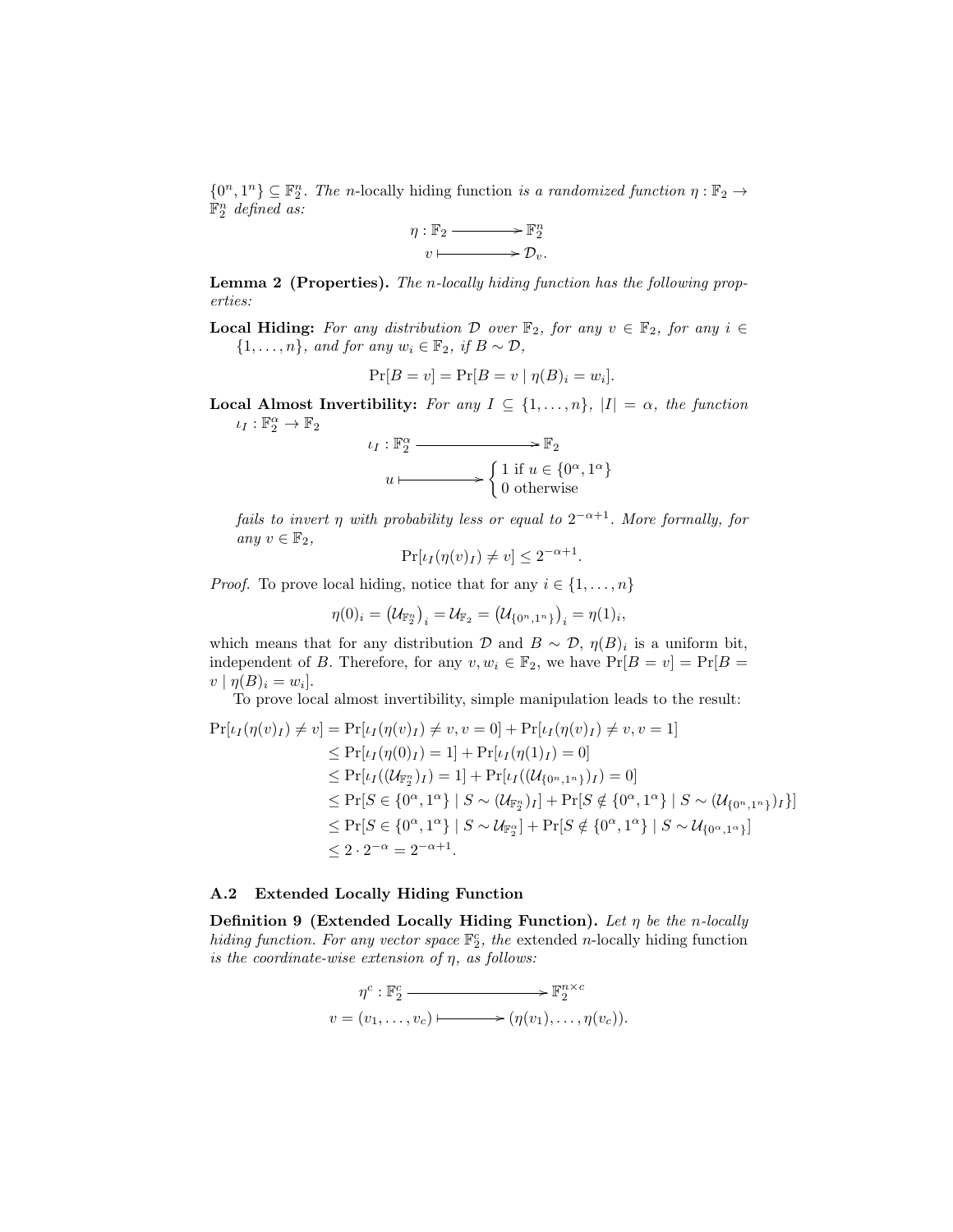$\{0^n, 1^n\} \subseteq \mathbb{F}_2^n$. *The* $n$-locally hiding function *is a randomized function* $\eta : \mathbb{F}_2 \to \mathbb{F}_2^n$ *defined as:*

$$\eta : \mathbb{F}_2 \longrightarrow \mathbb{F}_2^n$$
$$v \longmapsto \mathcal{D}_v.$$

**Lemma 2 (Properties).** *The $n$-locally hiding function has the following properties:*

**Local Hiding:** *For any distribution $\mathcal{D}$ over $\mathbb{F}_2$, for any $v \in \mathbb{F}_2$, for any $i \in \{1, \ldots, n\}$, and for any $w_i \in \mathbb{F}_2$, if $B \sim \mathcal{D}$,*

$$\Pr[B = v] = \Pr[B = v \mid \eta(B)_i = w_i].$$

**Local Almost Invertibility:** *For any $I \subseteq \{1, \ldots, n\}$, $|I| = \alpha$, the function $\iota_I : \mathbb{F}_2^\alpha \to \mathbb{F}_2$*

$$\iota_I : \mathbb{F}_2^\alpha \longrightarrow \mathbb{F}_2$$
$$u \longmapsto \begin{cases} 1 \text{ if } u \in \{0^\alpha, 1^\alpha\} \\ 0 \text{ otherwise} \end{cases}$$

*fails to invert $\eta$ with probability less or equal to $2^{-\alpha+1}$. More formally, for any $v \in \mathbb{F}_2$,*

$$\Pr[\iota_I(\eta(v)_I) \neq v] \leq 2^{-\alpha+1}.$$

*Proof.* To prove local hiding, notice that for any $i \in \{1, \ldots, n\}$

$$\eta(0)_i = \left(\mathcal{U}_{\mathbb{F}_2^n}\right)_i = \mathcal{U}_{\mathbb{F}_2} = \left(\mathcal{U}_{\{0^n,1^n\}}\right)_i = \eta(1)_i,$$

which means that for any distribution $\mathcal{D}$ and $B \sim \mathcal{D}$, $\eta(B)_i$ is a uniform bit, independent of $B$. Therefore, for any $v, w_i \in \mathbb{F}_2$, we have $\Pr[B = v] = \Pr[B = v \mid \eta(B)_i = w_i]$.

To prove local almost invertibility, simple manipulation leads to the result:

$$\begin{aligned}
\Pr[\iota_I(\eta(v)_I) \neq v] &= \Pr[\iota_I(\eta(v)_I) \neq v, v = 0] + \Pr[\iota_I(\eta(v)_I) \neq v, v = 1] \\
&\leq \Pr[\iota_I(\eta(0)_I) = 1] + \Pr[\iota_I(\eta(1)_I) = 0] \\
&\leq \Pr[\iota_I((\mathcal{U}_{\mathbb{F}_2^n})_I) = 1] + \Pr[\iota_I((\mathcal{U}_{\{0^n,1^n\}})_I) = 0] \\
&\leq \Pr[S \in \{0^\alpha, 1^\alpha\} \mid S \sim (\mathcal{U}_{\mathbb{F}_2^n})_I] + \Pr[S \notin \{0^\alpha, 1^\alpha\} \mid S \sim (\mathcal{U}_{\{0^n,1^n\}})_I)] \\
&\leq \Pr[S \in \{0^\alpha, 1^\alpha\} \mid S \sim \mathcal{U}_{\mathbb{F}_2^\alpha}] + \Pr[S \notin \{0^\alpha, 1^\alpha\} \mid S \sim \mathcal{U}_{\{0^\alpha,1^\alpha\}}] \\
&\leq 2 \cdot 2^{-\alpha} = 2^{-\alpha+1}.
\end{aligned}$$

### A.2 Extended Locally Hiding Function

**Definition 9 (Extended Locally Hiding Function).** *Let $\eta$ be the $n$-locally hiding function. For any vector space $\mathbb{F}_2^c$, the* extended $n$-locally hiding function *is the coordinate-wise extension of $\eta$, as follows:*

$$\eta^c : \mathbb{F}_2^c \longrightarrow \mathbb{F}_2^{n \times c}$$
$$v = (v_1, \ldots, v_c) \longmapsto (\eta(v_1), \ldots, \eta(v_c)).$$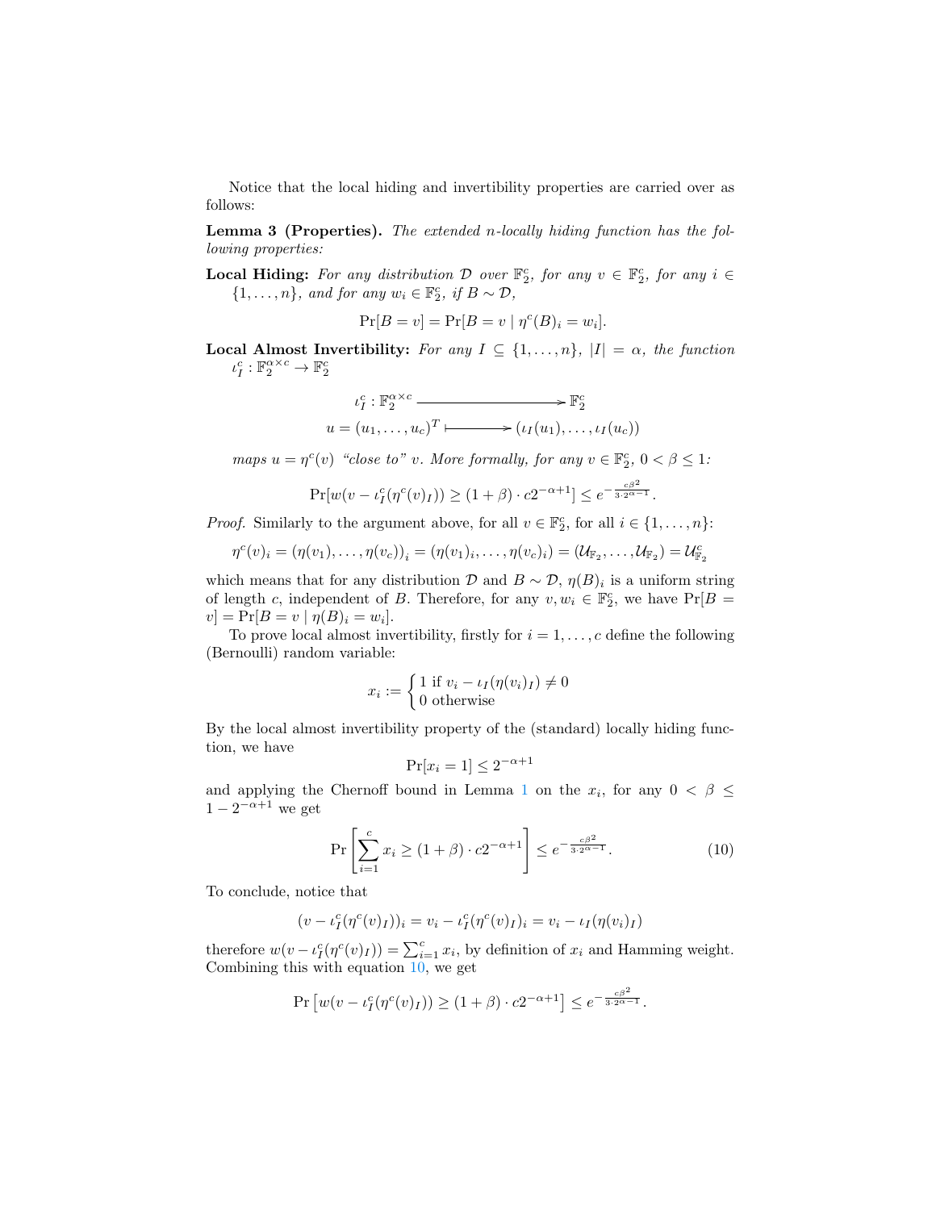Notice that the local hiding and invertibility properties are carried over as follows:

**Lemma 3 (Properties).** *The extended n-locally hiding function has the following properties:*

**Local Hiding:** *For any distribution $\mathcal{D}$ over $\mathbb{F}_2^c$, for any $v \in \mathbb{F}_2^c$, for any $i \in \{1, \ldots, n\}$, and for any $w_i \in \mathbb{F}_2^c$, if $B \sim \mathcal{D}$,*

$$\Pr[B = v] = \Pr[B = v \mid \eta^c(B)_i = w_i].$$

**Local Almost Invertibility:** *For any $I \subseteq \{1, \ldots, n\}$, $|I| = \alpha$, the function $\iota_I^c : \mathbb{F}_2^{\alpha \times c} \to \mathbb{F}_2^c$*

$$\iota_I^c : \mathbb{F}_2^{\alpha \times c} \longrightarrow \mathbb{F}_2^c$$
$$u = (u_1, \ldots, u_c)^T \longmapsto (\iota_I(u_1), \ldots, \iota_I(u_c))$$

*maps $u = \eta^c(v)$ "close to" $v$. More formally, for any $v \in \mathbb{F}_2^c$, $0 < \beta \leq 1$:*

$$\Pr[w(v - \iota_I^c(\eta^c(v)_I)) \geq (1+\beta) \cdot c2^{-\alpha+1}] \leq e^{-\frac{c\beta^2}{3 \cdot 2^{\alpha-1}}}.$$

*Proof.* Similarly to the argument above, for all $v \in \mathbb{F}_2^c$, for all $i \in \{1, \ldots, n\}$:

$$\eta^c(v)_i = (\eta(v_1), \ldots, \eta(v_c))_i = (\eta(v_1)_i, \ldots, \eta(v_c)_i) = (\mathcal{U}_{\mathbb{F}_2}, \ldots, \mathcal{U}_{\mathbb{F}_2}) = \mathcal{U}_{\mathbb{F}_2}^c$$

which means that for any distribution $\mathcal{D}$ and $B \sim \mathcal{D}$, $\eta(B)_i$ is a uniform string of length $c$, independent of $B$. Therefore, for any $v, w_i \in \mathbb{F}_2^c$, we have $\Pr[B = v] = \Pr[B = v \mid \eta(B)_i = w_i]$.

To prove local almost invertibility, firstly for $i = 1, \ldots, c$ define the following (Bernoulli) random variable:

$$x_i := \begin{cases} 1 \text{ if } v_i - \iota_I(\eta(v_i)_I) \neq 0 \\ 0 \text{ otherwise} \end{cases}$$

By the local almost invertibility property of the (standard) locally hiding function, we have

$$\Pr[x_i = 1] \leq 2^{-\alpha+1}$$

and applying the Chernoff bound in Lemma 1 on the $x_i$, for any $0 < \beta \leq 1 - 2^{-\alpha+1}$ we get

$$\Pr\left[\sum_{i=1}^{c} x_i \geq (1+\beta) \cdot c2^{-\alpha+1}\right] \leq e^{-\frac{c\beta^2}{3 \cdot 2^{\alpha-1}}}. \tag{10}$$

To conclude, notice that

$$(v - \iota_I^c(\eta^c(v)_I))_i = v_i - \iota_I^c(\eta^c(v)_I)_i = v_i - \iota_I(\eta(v_i)_I)$$

therefore $w(v - \iota_I^c(\eta^c(v)_I)) = \sum_{i=1}^{c} x_i$, by definition of $x_i$ and Hamming weight. Combining this with equation 10, we get

$$\Pr\left[w(v - \iota_I^c(\eta^c(v)_I)) \geq (1+\beta) \cdot c2^{-\alpha+1}\right] \leq e^{-\frac{c\beta^2}{3 \cdot 2^{\alpha-1}}}.$$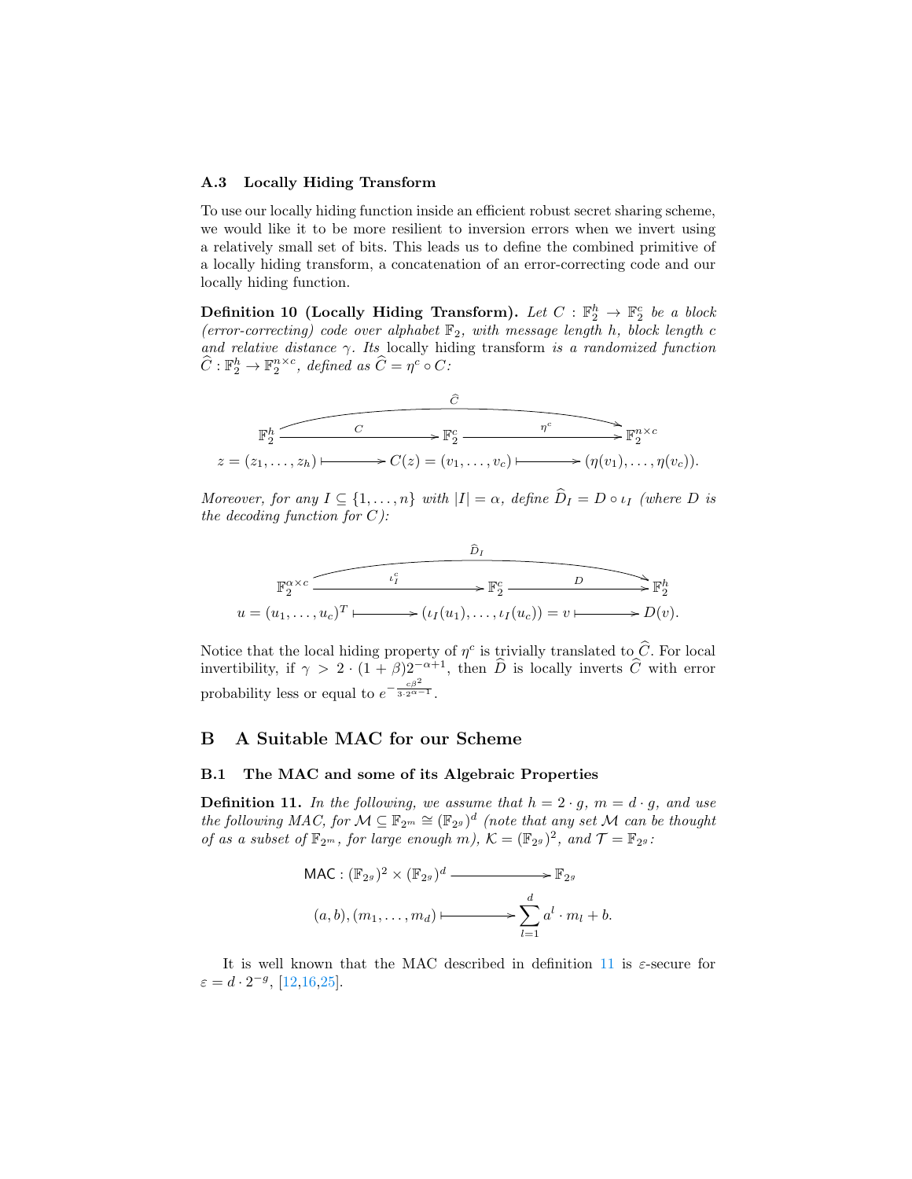### A.3 Locally Hiding Transform

To use our locally hiding function inside an efficient robust secret sharing scheme, we would like it to be more resilient to inversion errors when we invert using a relatively small set of bits. This leads us to define the combined primitive of a locally hiding transform, a concatenation of an error-correcting code and our locally hiding function.

**Definition 10 (Locally Hiding Transform).** *Let $C : \mathbb{F}_2^h \to \mathbb{F}_2^c$ be a block (error-correcting) code over alphabet $\mathbb{F}_2$, with message length $h$, block length $c$ and relative distance $\gamma$. Its* locally hiding transform *is a randomized function $\widehat{C} : \mathbb{F}_2^h \to \mathbb{F}_2^{n\times c}$, defined as $\widehat{C} = \eta^c \circ C$:*

$$\begin{array}{ccccc} & & \widehat{C} & & \\ \mathbb{F}_2^h & \xrightarrow{\quad C \quad} & \mathbb{F}_2^c & \xrightarrow{\quad \eta^c \quad} & \mathbb{F}_2^{n\times c} \\ z = (z_1,\ldots,z_h) & \longmapsto & C(z) = (v_1,\ldots,v_c) & \longmapsto & (\eta(v_1),\ldots,\eta(v_c)). \end{array}$$

*Moreover, for any $I \subseteq \{1,\ldots,n\}$ with $|I| = \alpha$, define $\widehat{D}_I = D \circ \iota_I$ (where $D$ is the decoding function for $C$):*

$$\begin{array}{ccccc} & & \widehat{D}_I & & \\ \mathbb{F}_2^{\alpha\times c} & \xrightarrow{\quad \iota_I^c \quad} & \mathbb{F}_2^c & \xrightarrow{\quad D \quad} & \mathbb{F}_2^h \\ u = (u_1,\ldots,u_c)^T & \longmapsto & (\iota_I(u_1),\ldots,\iota_I(u_c)) = v & \longmapsto & D(v). \end{array}$$

Notice that the local hiding property of $\eta^c$ is trivially translated to $\widehat{C}$. For local invertibility, if $\gamma > 2\cdot(1+\beta)2^{-\alpha+1}$, then $\widehat{D}$ is locally inverts $\widehat{C}$ with error probability less or equal to $e^{-\frac{c\beta^2}{3\cdot 2^{\alpha-1}}}$.

## B A Suitable MAC for our Scheme

### B.1 The MAC and some of its Algebraic Properties

**Definition 11.** *In the following, we assume that $h = 2\cdot g$, $m = d\cdot g$, and use the following MAC, for $\mathcal{M} \subseteq \mathbb{F}_{2^m} \cong (\mathbb{F}_{2^g})^d$ (note that any set $\mathcal{M}$ can be thought of as a subset of $\mathbb{F}_{2^m}$, for large enough $m$), $\mathcal{K} = (\mathbb{F}_{2^g})^2$, and $\mathcal{T} = \mathbb{F}_{2^g}$:*

$$\begin{array}{rcl} \mathsf{MAC} : (\mathbb{F}_{2^g})^2 \times (\mathbb{F}_{2^g})^d & \longrightarrow & \mathbb{F}_{2^g} \\ (a,b),(m_1,\ldots,m_d) & \longmapsto & \displaystyle\sum_{l=1}^{d} a^l \cdot m_l + b. \end{array}$$

It is well known that the MAC described in definition 11 is $\varepsilon$-secure for $\varepsilon = d\cdot 2^{-g}$, [12,16,25].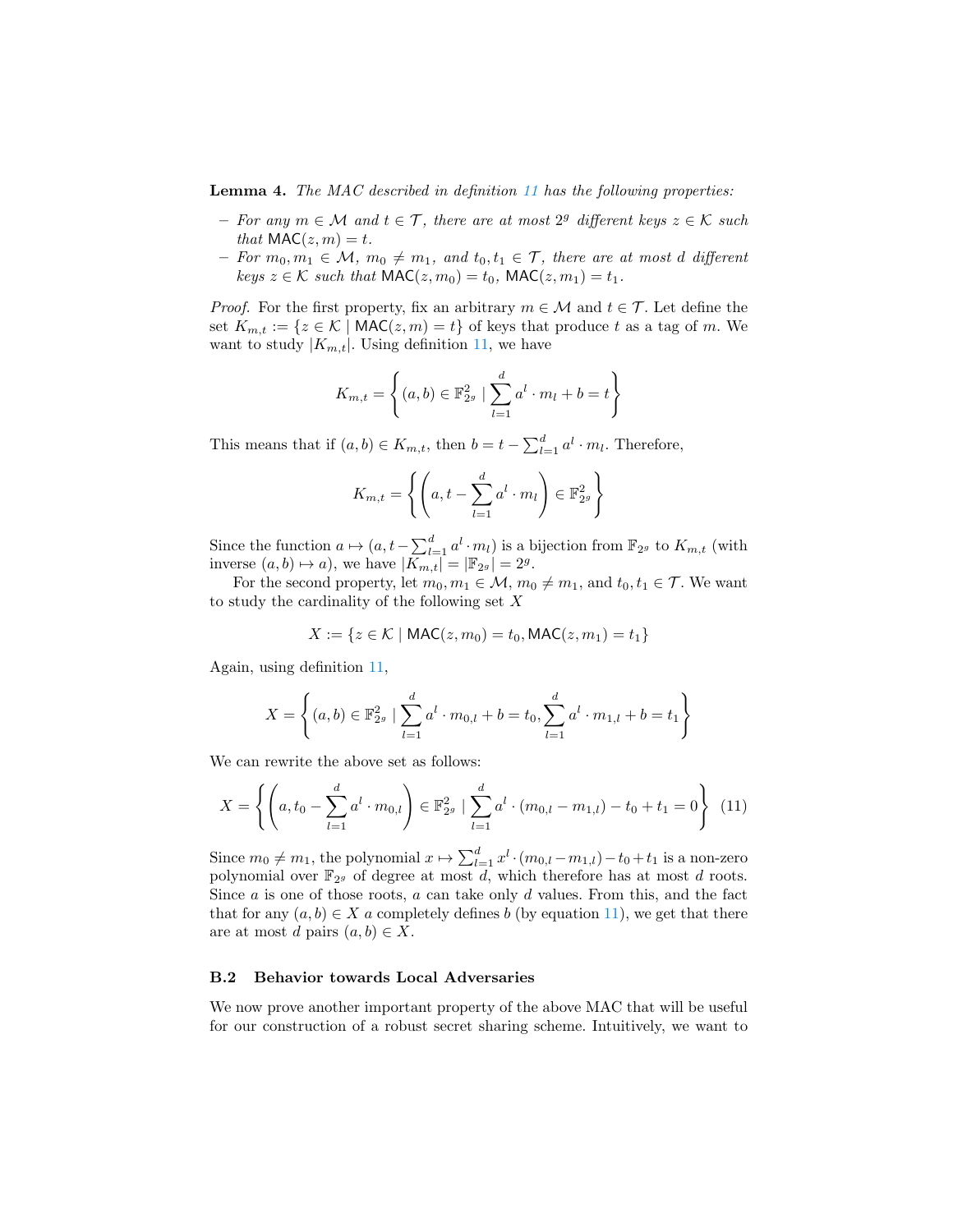**Lemma 4.** *The MAC described in definition 11 has the following properties:*

- *For any $m \in \mathcal{M}$ and $t \in \mathcal{T}$, there are at most $2^g$ different keys $z \in \mathcal{K}$ such that $\mathsf{MAC}(z, m) = t$.*
- *For $m_0, m_1 \in \mathcal{M}$, $m_0 \neq m_1$, and $t_0, t_1 \in \mathcal{T}$, there are at most $d$ different keys $z \in \mathcal{K}$ such that $\mathsf{MAC}(z, m_0) = t_0$, $\mathsf{MAC}(z, m_1) = t_1$.*

*Proof.* For the first property, fix an arbitrary $m \in \mathcal{M}$ and $t \in \mathcal{T}$. Let define the set $K_{m,t} := \{z \in \mathcal{K} \mid \mathsf{MAC}(z, m) = t\}$ of keys that produce $t$ as a tag of $m$. We want to study $|K_{m,t}|$. Using definition 11, we have

$$K_{m,t} = \left\{ (a, b) \in \mathbb{F}_{2^g}^2 \mid \sum_{l=1}^{d} a^l \cdot m_l + b = t \right\}$$

This means that if $(a, b) \in K_{m,t}$, then $b = t - \sum_{l=1}^{d} a^l \cdot m_l$. Therefore,

$$K_{m,t} = \left\{ \left( a, t - \sum_{l=1}^{d} a^l \cdot m_l \right) \in \mathbb{F}_{2^g}^2 \right\}$$

Since the function $a \mapsto (a, t - \sum_{l=1}^{d} a^l \cdot m_l)$ is a bijection from $\mathbb{F}_{2^g}$ to $K_{m,t}$ (with inverse $(a, b) \mapsto a$), we have $|K_{m,t}| = |\mathbb{F}_{2^g}| = 2^g$.

For the second property, let $m_0, m_1 \in \mathcal{M}$, $m_0 \neq m_1$, and $t_0, t_1 \in \mathcal{T}$. We want to study the cardinality of the following set $X$

$$X := \{z \in \mathcal{K} \mid \mathsf{MAC}(z, m_0) = t_0, \mathsf{MAC}(z, m_1) = t_1\}$$

Again, using definition 11,

$$X = \left\{ (a, b) \in \mathbb{F}_{2^g}^2 \mid \sum_{l=1}^{d} a^l \cdot m_{0,l} + b = t_0, \sum_{l=1}^{d} a^l \cdot m_{1,l} + b = t_1 \right\}$$

We can rewrite the above set as follows:

$$X = \left\{ \left( a, t_0 - \sum_{l=1}^{d} a^l \cdot m_{0,l} \right) \in \mathbb{F}_{2^g}^2 \mid \sum_{l=1}^{d} a^l \cdot (m_{0,l} - m_{1,l}) - t_0 + t_1 = 0 \right\} \quad (11)$$

Since $m_0 \neq m_1$, the polynomial $x \mapsto \sum_{l=1}^{d} x^l \cdot (m_{0,l} - m_{1,l}) - t_0 + t_1$ is a non-zero polynomial over $\mathbb{F}_{2^g}$ of degree at most $d$, which therefore has at most $d$ roots. Since $a$ is one of those roots, $a$ can take only $d$ values. From this, and the fact that for any $(a, b) \in X$ $a$ completely defines $b$ (by equation 11), we get that there are at most $d$ pairs $(a, b) \in X$.

### B.2 Behavior towards Local Adversaries

We now prove another important property of the above MAC that will be useful for our construction of a robust secret sharing scheme. Intuitively, we want to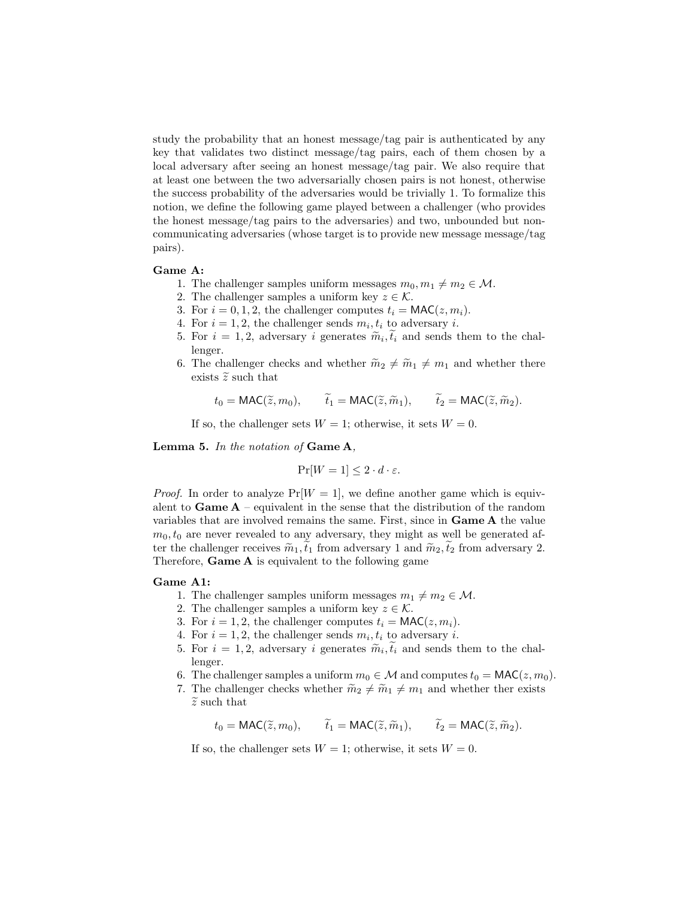study the probability that an honest message/tag pair is authenticated by any key that validates two distinct message/tag pairs, each of them chosen by a local adversary after seeing an honest message/tag pair. We also require that at least one between the two adversarially chosen pairs is not honest, otherwise the success probability of the adversaries would be trivially 1. To formalize this notion, we define the following game played between a challenger (who provides the honest message/tag pairs to the adversaries) and two, unbounded but non-communicating adversaries (whose target is to provide new message message/tag pairs).

**Game A:**

1. The challenger samples uniform messages $m_0, m_1 \neq m_2 \in \mathcal{M}$.
2. The challenger samples a uniform key $z \in \mathcal{K}$.
3. For $i = 0, 1, 2$, the challenger computes $t_i = \mathsf{MAC}(z, m_i)$.
4. For $i = 1, 2$, the challenger sends $m_i, t_i$ to adversary $i$.
5. For $i = 1, 2$, adversary $i$ generates $\widetilde{m}_i, \widetilde{t}_i$ and sends them to the challenger.
6. The challenger checks and whether $\widetilde{m}_2 \neq \widetilde{m}_1 \neq m_1$ and whether there exists $\widetilde{z}$ such that

$$t_0 = \mathsf{MAC}(\widetilde{z}, m_0), \qquad \widetilde{t}_1 = \mathsf{MAC}(\widetilde{z}, \widetilde{m}_1), \qquad \widetilde{t}_2 = \mathsf{MAC}(\widetilde{z}, \widetilde{m}_2).$$

   If so, the challenger sets $W = 1$; otherwise, it sets $W = 0$.

**Lemma 5.** *In the notation of* **Game A***,*

$$\Pr[W = 1] \leq 2 \cdot d \cdot \varepsilon.$$

*Proof.* In order to analyze $\Pr[W = 1]$, we define another game which is equivalent to **Game A** – equivalent in the sense that the distribution of the random variables that are involved remains the same. First, since in **Game A** the value $m_0, t_0$ are never revealed to any adversary, they might as well be generated after the challenger receives $\widetilde{m}_1, \widetilde{t}_1$ from adversary 1 and $\widetilde{m}_2, \widetilde{t}_2$ from adversary 2. Therefore, **Game A** is equivalent to the following game

**Game A1:**

1. The challenger samples uniform messages $m_1 \neq m_2 \in \mathcal{M}$.
2. The challenger samples a uniform key $z \in \mathcal{K}$.
3. For $i = 1, 2$, the challenger computes $t_i = \mathsf{MAC}(z, m_i)$.
4. For $i = 1, 2$, the challenger sends $m_i, t_i$ to adversary $i$.
5. For $i = 1, 2$, adversary $i$ generates $\widetilde{m}_i, \widetilde{t}_i$ and sends them to the challenger.
6. The challenger samples a uniform $m_0 \in \mathcal{M}$ and computes $t_0 = \mathsf{MAC}(z, m_0)$.
7. The challenger checks whether $\widetilde{m}_2 \neq \widetilde{m}_1 \neq m_1$ and whether ther exists $\widetilde{z}$ such that

$$t_0 = \mathsf{MAC}(\widetilde{z}, m_0), \qquad \widetilde{t}_1 = \mathsf{MAC}(\widetilde{z}, \widetilde{m}_1), \qquad \widetilde{t}_2 = \mathsf{MAC}(\widetilde{z}, \widetilde{m}_2).$$

   If so, the challenger sets $W = 1$; otherwise, it sets $W = 0$.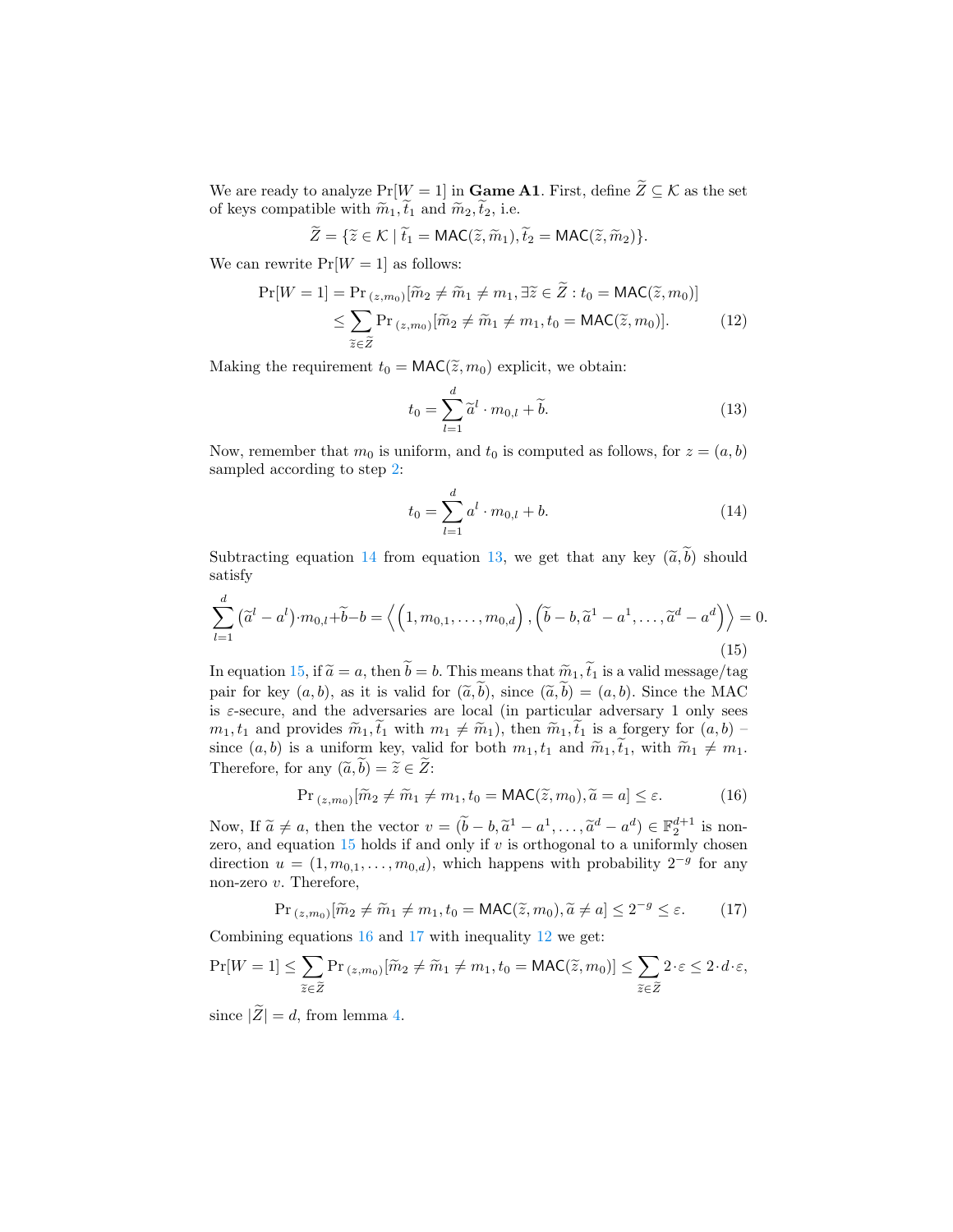We are ready to analyze $\Pr[W=1]$ in **Game A1**. First, define $\widetilde{Z} \subseteq \mathcal{K}$ as the set of keys compatible with $\widetilde{m}_1, \widetilde{t}_1$ and $\widetilde{m}_2, \widetilde{t}_2$, i.e.

$$\widetilde{Z} = \{\widetilde{z} \in \mathcal{K} \mid \widetilde{t}_1 = \mathsf{MAC}(\widetilde{z}, \widetilde{m}_1), \widetilde{t}_2 = \mathsf{MAC}(\widetilde{z}, \widetilde{m}_2)\}.$$

We can rewrite $\Pr[W=1]$ as follows:

$$\begin{aligned}
\Pr[W=1] &= \Pr{}_{(z,m_0)}[\widetilde{m}_2 \neq \widetilde{m}_1 \neq m_1, \exists \widetilde{z} \in \widetilde{Z} : t_0 = \mathsf{MAC}(\widetilde{z}, m_0)] \\
&\leq \sum_{\widetilde{z} \in \widetilde{Z}} \Pr{}_{(z,m_0)}[\widetilde{m}_2 \neq \widetilde{m}_1 \neq m_1, t_0 = \mathsf{MAC}(\widetilde{z}, m_0)]. \qquad (12)
\end{aligned}$$

Making the requirement $t_0 = \mathsf{MAC}(\widetilde{z}, m_0)$ explicit, we obtain:

$$t_0 = \sum_{l=1}^{d} \widetilde{a}^l \cdot m_{0,l} + \widetilde{b}. \qquad (13)$$

Now, remember that $m_0$ is uniform, and $t_0$ is computed as follows, for $z = (a, b)$ sampled according to step 2:

$$t_0 = \sum_{l=1}^{d} a^l \cdot m_{0,l} + b. \qquad (14)$$

Subtracting equation 14 from equation 13, we get that any key $(\widetilde{a}, \widetilde{b})$ should satisfy

$$\sum_{l=1}^{d} (\widetilde{a}^l - a^l) \cdot m_{0,l} + \widetilde{b} - b = \left\langle \left(1, m_{0,1}, \ldots, m_{0,d}\right), \left(\widetilde{b} - b, \widetilde{a}^1 - a^1, \ldots, \widetilde{a}^d - a^d\right) \right\rangle = 0. \qquad (15)$$

In equation 15, if $\widetilde{a} = a$, then $\widetilde{b} = b$. This means that $\widetilde{m}_1, \widetilde{t}_1$ is a valid message/tag pair for key $(a, b)$, as it is valid for $(\widetilde{a}, \widetilde{b})$, since $(\widetilde{a}, \widetilde{b}) = (a, b)$. Since the MAC is $\varepsilon$-secure, and the adversaries are local (in particular adversary 1 only sees $m_1, t_1$ and provides $\widetilde{m}_1, \widetilde{t}_1$ with $m_1 \neq \widetilde{m}_1$), then $\widetilde{m}_1, \widetilde{t}_1$ is a forgery for $(a, b)$ – since $(a, b)$ is a uniform key, valid for both $m_1, t_1$ and $\widetilde{m}_1, \widetilde{t}_1$, with $\widetilde{m}_1 \neq m_1$. Therefore, for any $(\widetilde{a}, \widetilde{b}) = \widetilde{z} \in \widetilde{Z}$:

$$\Pr{}_{(z,m_0)}[\widetilde{m}_2 \neq \widetilde{m}_1 \neq m_1, t_0 = \mathsf{MAC}(\widetilde{z}, m_0), \widetilde{a} = a] \leq \varepsilon. \qquad (16)$$

Now, If $\widetilde{a} \neq a$, then the vector $v = (\widetilde{b} - b, \widetilde{a}^1 - a^1, \ldots, \widetilde{a}^d - a^d) \in \mathbb{F}_2^{d+1}$ is non-zero, and equation 15 holds if and only if $v$ is orthogonal to a uniformly chosen direction $u = (1, m_{0,1}, \ldots, m_{0,d})$, which happens with probability $2^{-g}$ for any non-zero $v$. Therefore,

$$\Pr{}_{(z,m_0)}[\widetilde{m}_2 \neq \widetilde{m}_1 \neq m_1, t_0 = \mathsf{MAC}(\widetilde{z}, m_0), \widetilde{a} \neq a] \leq 2^{-g} \leq \varepsilon. \qquad (17)$$

Combining equations 16 and 17 with inequality 12 we get:

$$\Pr[W=1] \leq \sum_{\widetilde{z} \in \widetilde{Z}} \Pr{}_{(z,m_0)}[\widetilde{m}_2 \neq \widetilde{m}_1 \neq m_1, t_0 = \mathsf{MAC}(\widetilde{z}, m_0)] \leq \sum_{\widetilde{z} \in \widetilde{Z}} 2 \cdot \varepsilon \leq 2 \cdot d \cdot \varepsilon,$$

since $|\widetilde{Z}| = d$, from lemma 4.